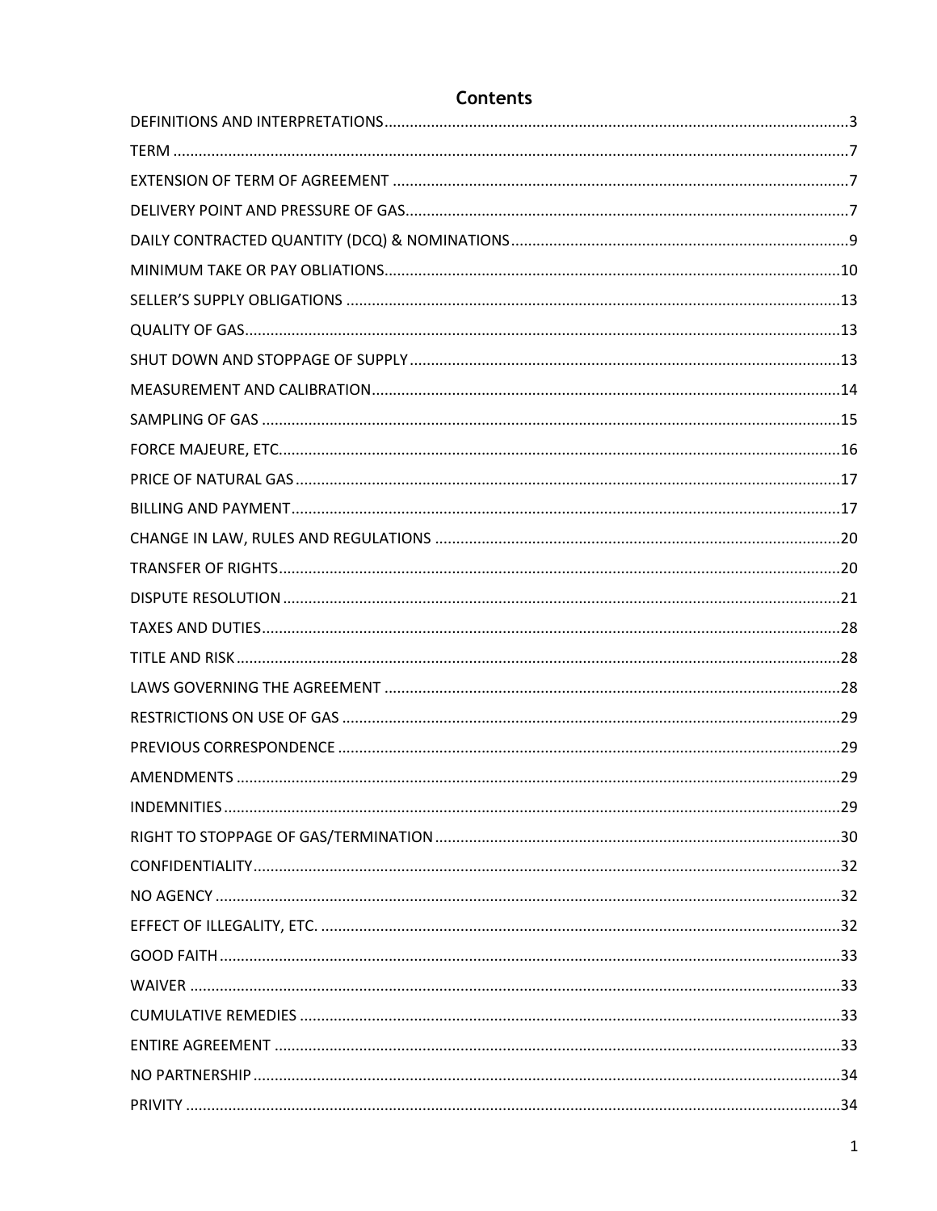# Contents

DEFINITIONS AND INTERPRETATIONS ..... 3
TERM ..... 7
EXTENSION OF TERM OF AGREEMENT ..... 7
DELIVERY POINT AND PRESSURE OF GAS ..... 7
DAILY CONTRACTED QUANTITY (DCQ) & NOMINATIONS ..... 9
MINIMUM TAKE OR PAY OBLIATIONS ..... 10
SELLER'S SUPPLY OBLIGATIONS ..... 13
QUALITY OF GAS ..... 13
SHUT DOWN AND STOPPAGE OF SUPPLY ..... 13
MEASUREMENT AND CALIBRATION ..... 14
SAMPLING OF GAS ..... 15
FORCE MAJEURE, ETC. ..... 16
PRICE OF NATURAL GAS ..... 17
BILLING AND PAYMENT ..... 17
CHANGE IN LAW, RULES AND REGULATIONS ..... 20
TRANSFER OF RIGHTS ..... 20
DISPUTE RESOLUTION ..... 21
TAXES AND DUTIES ..... 28
TITLE AND RISK ..... 28
LAWS GOVERNING THE AGREEMENT ..... 28
RESTRICTIONS ON USE OF GAS ..... 29
PREVIOUS CORRESPONDENCE ..... 29
AMENDMENTS ..... 29
INDEMNITIES ..... 29
RIGHT TO STOPPAGE OF GAS/TERMINATION ..... 30
CONFIDENTIALITY ..... 32
NO AGENCY ..... 32
EFFECT OF ILLEGALITY, ETC. ..... 32
GOOD FAITH ..... 33
WAIVER ..... 33
CUMULATIVE REMEDIES ..... 33
ENTIRE AGREEMENT ..... 33
NO PARTNERSHIP ..... 34
PRIVITY ..... 34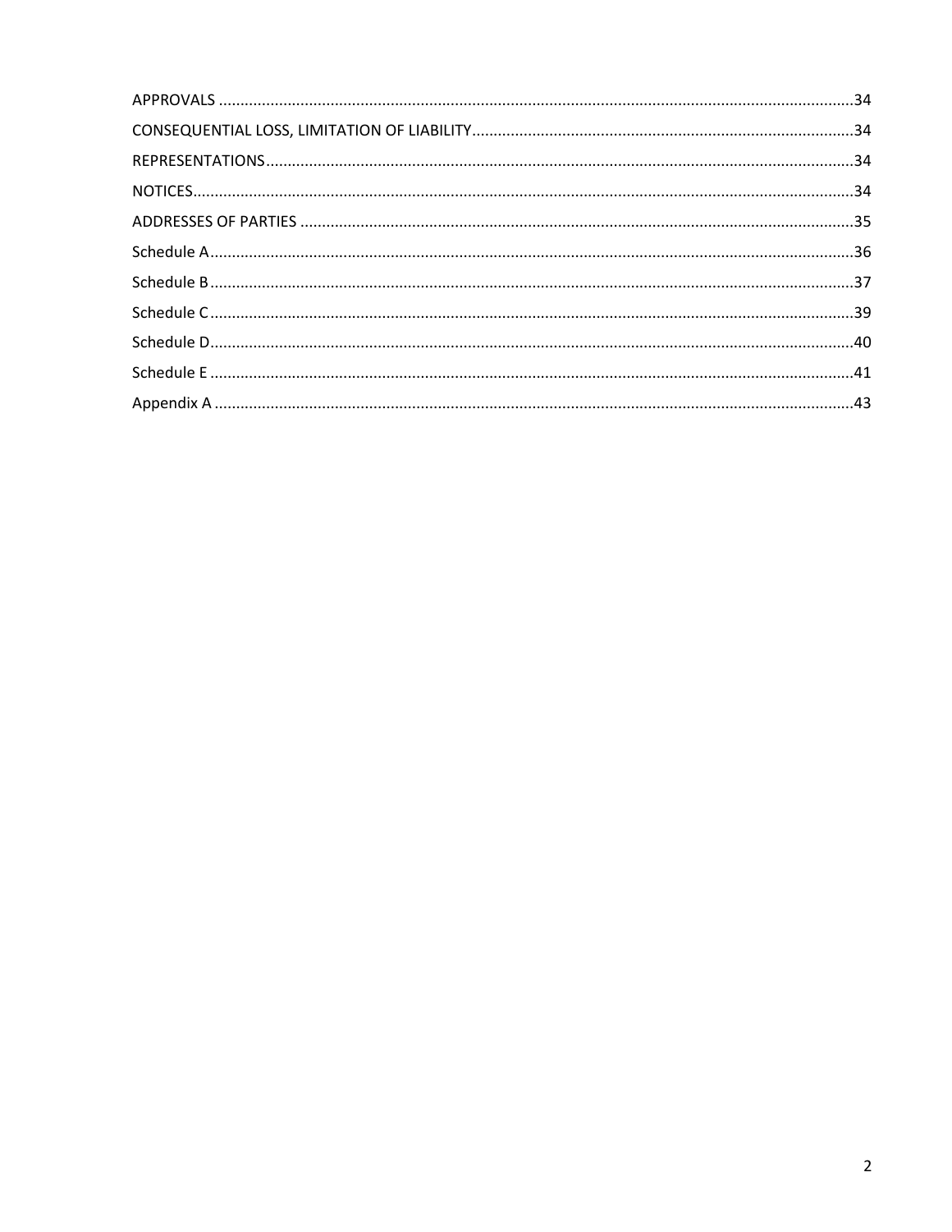APPROVALS .....34

CONSEQUENTIAL LOSS, LIMITATION OF LIABILITY .....34

REPRESENTATIONS .....34

NOTICES .....34

ADDRESSES OF PARTIES .....35

Schedule A .....36

Schedule B .....37

Schedule C .....39

Schedule D .....40

Schedule E .....41

Appendix A .....43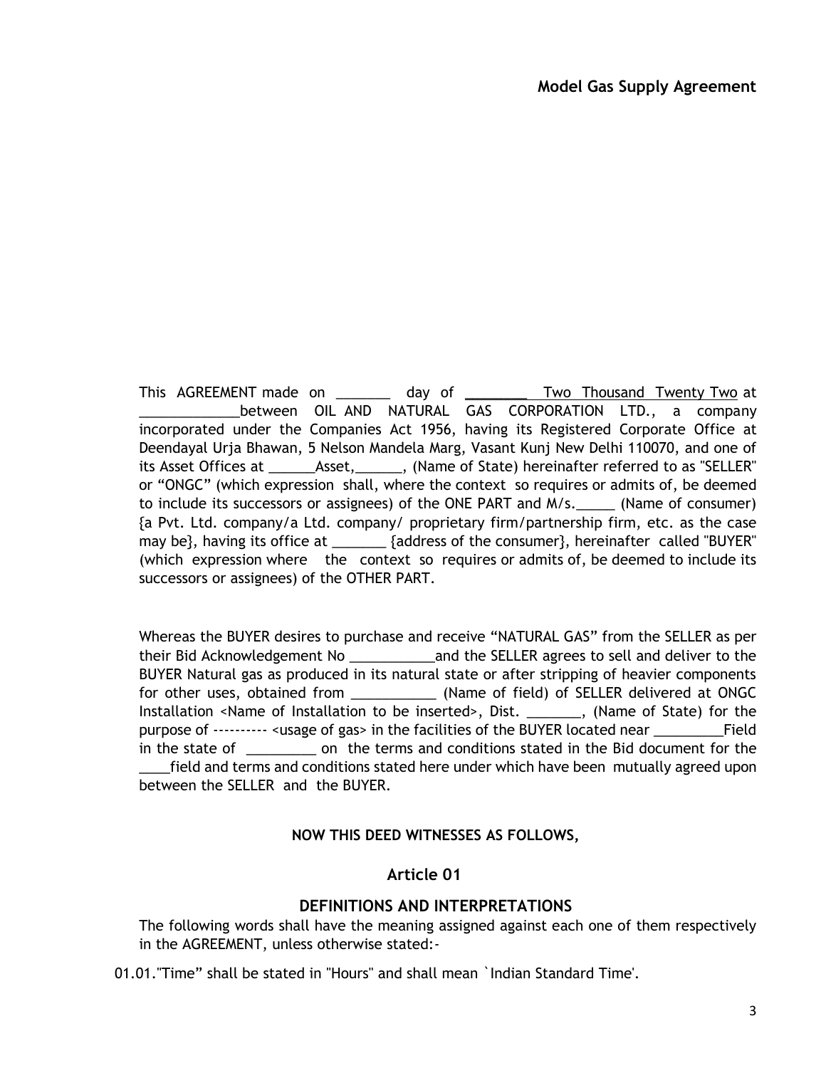**Model Gas Supply Agreement**

This AGREEMENT made on _______ day of ________ Two Thousand Twenty Two at _____________between OIL AND NATURAL GAS CORPORATION LTD., a company incorporated under the Companies Act 1956, having its Registered Corporate Office at Deendayal Urja Bhawan, 5 Nelson Mandela Marg, Vasant Kunj New Delhi 110070, and one of its Asset Offices at ______Asset,______, (Name of State) hereinafter referred to as "SELLER" or "ONGC" (which expression shall, where the context so requires or admits of, be deemed to include its successors or assignees) of the ONE PART and M/s._____ (Name of consumer) {a Pvt. Ltd. company/a Ltd. company/ proprietary firm/partnership firm, etc. as the case may be}, having its office at _______ {address of the consumer}, hereinafter called "BUYER" (which expression where the context so requires or admits of, be deemed to include its successors or assignees) of the OTHER PART.

Whereas the BUYER desires to purchase and receive "NATURAL GAS" from the SELLER as per their Bid Acknowledgement No ___________and the SELLER agrees to sell and deliver to the BUYER Natural gas as produced in its natural state or after stripping of heavier components for other uses, obtained from ___________ (Name of field) of SELLER delivered at ONGC Installation <Name of Installation to be inserted>, Dist. _______, (Name of State) for the purpose of ---------- <usage of gas> in the facilities of the BUYER located near _________Field in the state of _________ on the terms and conditions stated in the Bid document for the ____field and terms and conditions stated here under which have been mutually agreed upon between the SELLER and the BUYER.

**NOW THIS DEED WITNESSES AS FOLLOWS,**

## Article 01

### DEFINITIONS AND INTERPRETATIONS

The following words shall have the meaning assigned against each one of them respectively in the AGREEMENT, unless otherwise stated:-

01.01."Time" shall be stated in "Hours" and shall mean `Indian Standard Time'.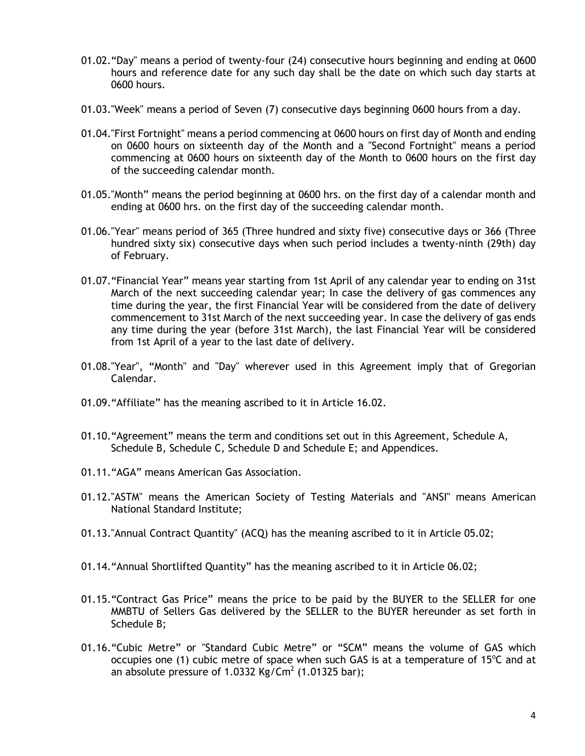01.02. "Day" means a period of twenty-four (24) consecutive hours beginning and ending at 0600 hours and reference date for any such day shall be the date on which such day starts at 0600 hours.

01.03. "Week" means a period of Seven (7) consecutive days beginning 0600 hours from a day.

01.04. "First Fortnight" means a period commencing at 0600 hours on first day of Month and ending on 0600 hours on sixteenth day of the Month and a "Second Fortnight" means a period commencing at 0600 hours on sixteenth day of the Month to 0600 hours on the first day of the succeeding calendar month.

01.05. "Month" means the period beginning at 0600 hrs. on the first day of a calendar month and ending at 0600 hrs. on the first day of the succeeding calendar month.

01.06. "Year" means period of 365 (Three hundred and sixty five) consecutive days or 366 (Three hundred sixty six) consecutive days when such period includes a twenty-ninth (29th) day of February.

01.07. "Financial Year" means year starting from 1st April of any calendar year to ending on 31st March of the next succeeding calendar year; In case the delivery of gas commences any time during the year, the first Financial Year will be considered from the date of delivery commencement to 31st March of the next succeeding year. In case the delivery of gas ends any time during the year (before 31st March), the last Financial Year will be considered from 1st April of a year to the last date of delivery.

01.08. "Year", "Month" and "Day" wherever used in this Agreement imply that of Gregorian Calendar.

01.09. "Affiliate" has the meaning ascribed to it in Article 16.02.

01.10. "Agreement" means the term and conditions set out in this Agreement, Schedule A, Schedule B, Schedule C, Schedule D and Schedule E; and Appendices.

01.11. "AGA" means American Gas Association.

01.12. "ASTM" means the American Society of Testing Materials and "ANSI" means American National Standard Institute;

01.13. "Annual Contract Quantity" (ACQ) has the meaning ascribed to it in Article 05.02;

01.14. "Annual Shortlifted Quantity" has the meaning ascribed to it in Article 06.02;

01.15. "Contract Gas Price" means the price to be paid by the BUYER to the SELLER for one MMBTU of Sellers Gas delivered by the SELLER to the BUYER hereunder as set forth in Schedule B;

01.16. "Cubic Metre" or "Standard Cubic Metre" or "SCM" means the volume of GAS which occupies one (1) cubic metre of space when such GAS is at a temperature of 15$^{o}$C and at an absolute pressure of 1.0332 Kg/Cm$^{2}$ (1.01325 bar);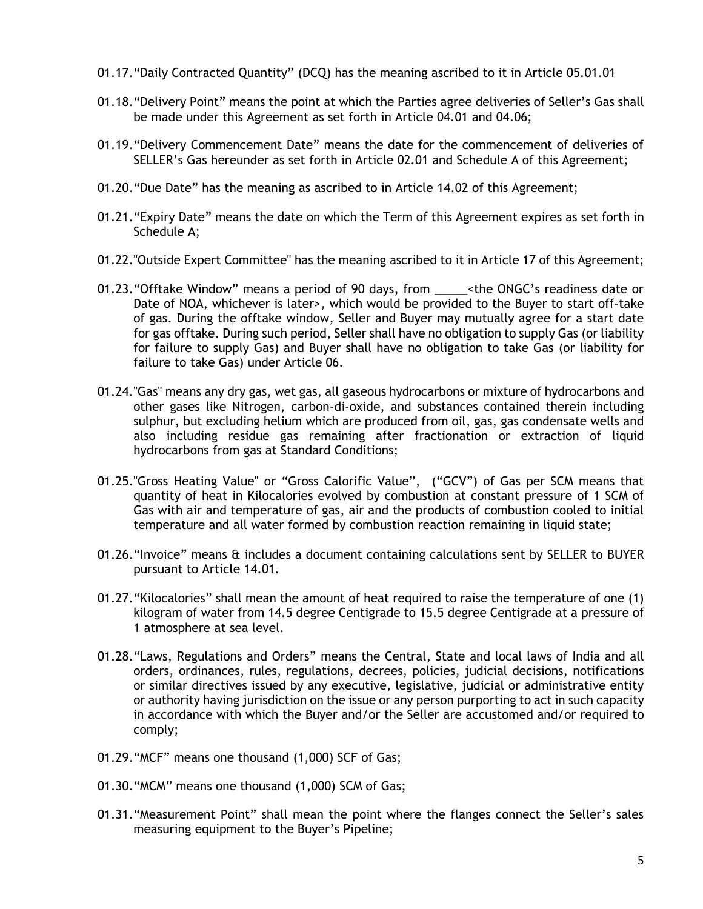01.17. "Daily Contracted Quantity" (DCQ) has the meaning ascribed to it in Article 05.01.01

01.18. "Delivery Point" means the point at which the Parties agree deliveries of Seller's Gas shall be made under this Agreement as set forth in Article 04.01 and 04.06;

01.19. "Delivery Commencement Date" means the date for the commencement of deliveries of SELLER's Gas hereunder as set forth in Article 02.01 and Schedule A of this Agreement;

01.20. "Due Date" has the meaning as ascribed to in Article 14.02 of this Agreement;

01.21. "Expiry Date" means the date on which the Term of this Agreement expires as set forth in Schedule A;

01.22. "Outside Expert Committee" has the meaning ascribed to it in Article 17 of this Agreement;

01.23. "Offtake Window" means a period of 90 days, from _____<the ONGC's readiness date or Date of NOA, whichever is later>, which would be provided to the Buyer to start off-take of gas. During the offtake window, Seller and Buyer may mutually agree for a start date for gas offtake. During such period, Seller shall have no obligation to supply Gas (or liability for failure to supply Gas) and Buyer shall have no obligation to take Gas (or liability for failure to take Gas) under Article 06.

01.24. "Gas" means any dry gas, wet gas, all gaseous hydrocarbons or mixture of hydrocarbons and other gases like Nitrogen, carbon-di-oxide, and substances contained therein including sulphur, but excluding helium which are produced from oil, gas, gas condensate wells and also including residue gas remaining after fractionation or extraction of liquid hydrocarbons from gas at Standard Conditions;

01.25. "Gross Heating Value" or "Gross Calorific Value", ("GCV") of Gas per SCM means that quantity of heat in Kilocalories evolved by combustion at constant pressure of 1 SCM of Gas with air and temperature of gas, air and the products of combustion cooled to initial temperature and all water formed by combustion reaction remaining in liquid state;

01.26. "Invoice" means & includes a document containing calculations sent by SELLER to BUYER pursuant to Article 14.01.

01.27. "Kilocalories" shall mean the amount of heat required to raise the temperature of one (1) kilogram of water from 14.5 degree Centigrade to 15.5 degree Centigrade at a pressure of 1 atmosphere at sea level.

01.28. "Laws, Regulations and Orders" means the Central, State and local laws of India and all orders, ordinances, rules, regulations, decrees, policies, judicial decisions, notifications or similar directives issued by any executive, legislative, judicial or administrative entity or authority having jurisdiction on the issue or any person purporting to act in such capacity in accordance with which the Buyer and/or the Seller are accustomed and/or required to comply;

01.29. "MCF" means one thousand (1,000) SCF of Gas;

01.30. "MCM" means one thousand (1,000) SCM of Gas;

01.31. "Measurement Point" shall mean the point where the flanges connect the Seller's sales measuring equipment to the Buyer's Pipeline;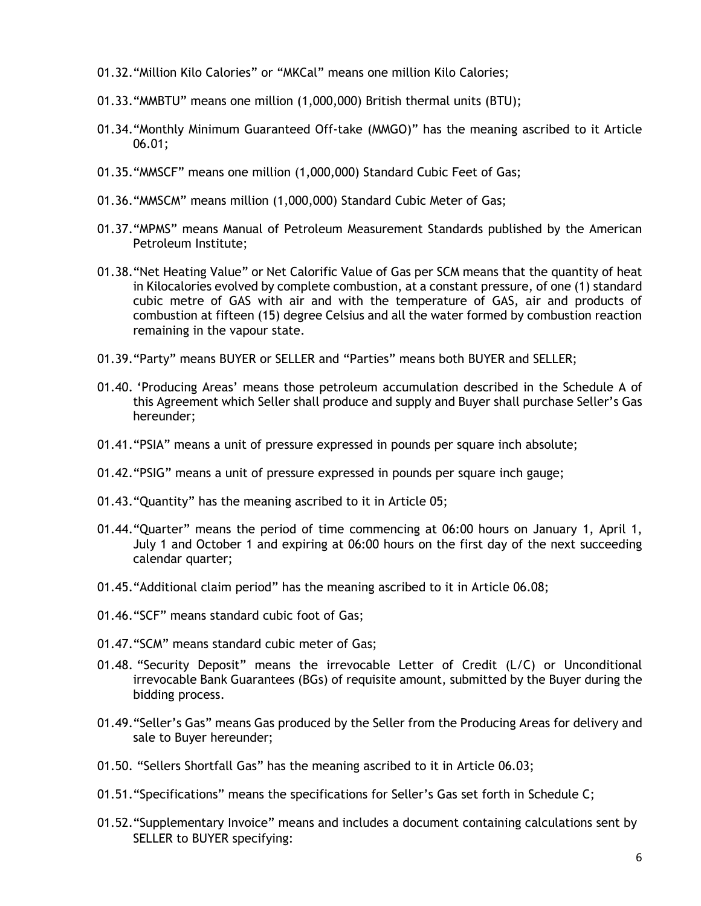01.32. "Million Kilo Calories" or "MKCal" means one million Kilo Calories;

01.33. "MMBTU" means one million (1,000,000) British thermal units (BTU);

01.34. "Monthly Minimum Guaranteed Off-take (MMGO)" has the meaning ascribed to it Article 06.01;

01.35. "MMSCF" means one million (1,000,000) Standard Cubic Feet of Gas;

01.36. "MMSCM" means million (1,000,000) Standard Cubic Meter of Gas;

01.37. "MPMS" means Manual of Petroleum Measurement Standards published by the American Petroleum Institute;

01.38. "Net Heating Value" or Net Calorific Value of Gas per SCM means that the quantity of heat in Kilocalories evolved by complete combustion, at a constant pressure, of one (1) standard cubic metre of GAS with air and with the temperature of GAS, air and products of combustion at fifteen (15) degree Celsius and all the water formed by combustion reaction remaining in the vapour state.

01.39. "Party" means BUYER or SELLER and "Parties" means both BUYER and SELLER;

01.40. 'Producing Areas' means those petroleum accumulation described in the Schedule A of this Agreement which Seller shall produce and supply and Buyer shall purchase Seller's Gas hereunder;

01.41. "PSIA" means a unit of pressure expressed in pounds per square inch absolute;

01.42. "PSIG" means a unit of pressure expressed in pounds per square inch gauge;

01.43. "Quantity" has the meaning ascribed to it in Article 05;

01.44. "Quarter" means the period of time commencing at 06:00 hours on January 1, April 1, July 1 and October 1 and expiring at 06:00 hours on the first day of the next succeeding calendar quarter;

01.45. "Additional claim period" has the meaning ascribed to it in Article 06.08;

01.46. "SCF" means standard cubic foot of Gas;

01.47. "SCM" means standard cubic meter of Gas;

01.48. "Security Deposit" means the irrevocable Letter of Credit (L/C) or Unconditional irrevocable Bank Guarantees (BGs) of requisite amount, submitted by the Buyer during the bidding process.

01.49. "Seller's Gas" means Gas produced by the Seller from the Producing Areas for delivery and sale to Buyer hereunder;

01.50. "Sellers Shortfall Gas" has the meaning ascribed to it in Article 06.03;

01.51. "Specifications" means the specifications for Seller's Gas set forth in Schedule C;

01.52. "Supplementary Invoice" means and includes a document containing calculations sent by SELLER to BUYER specifying: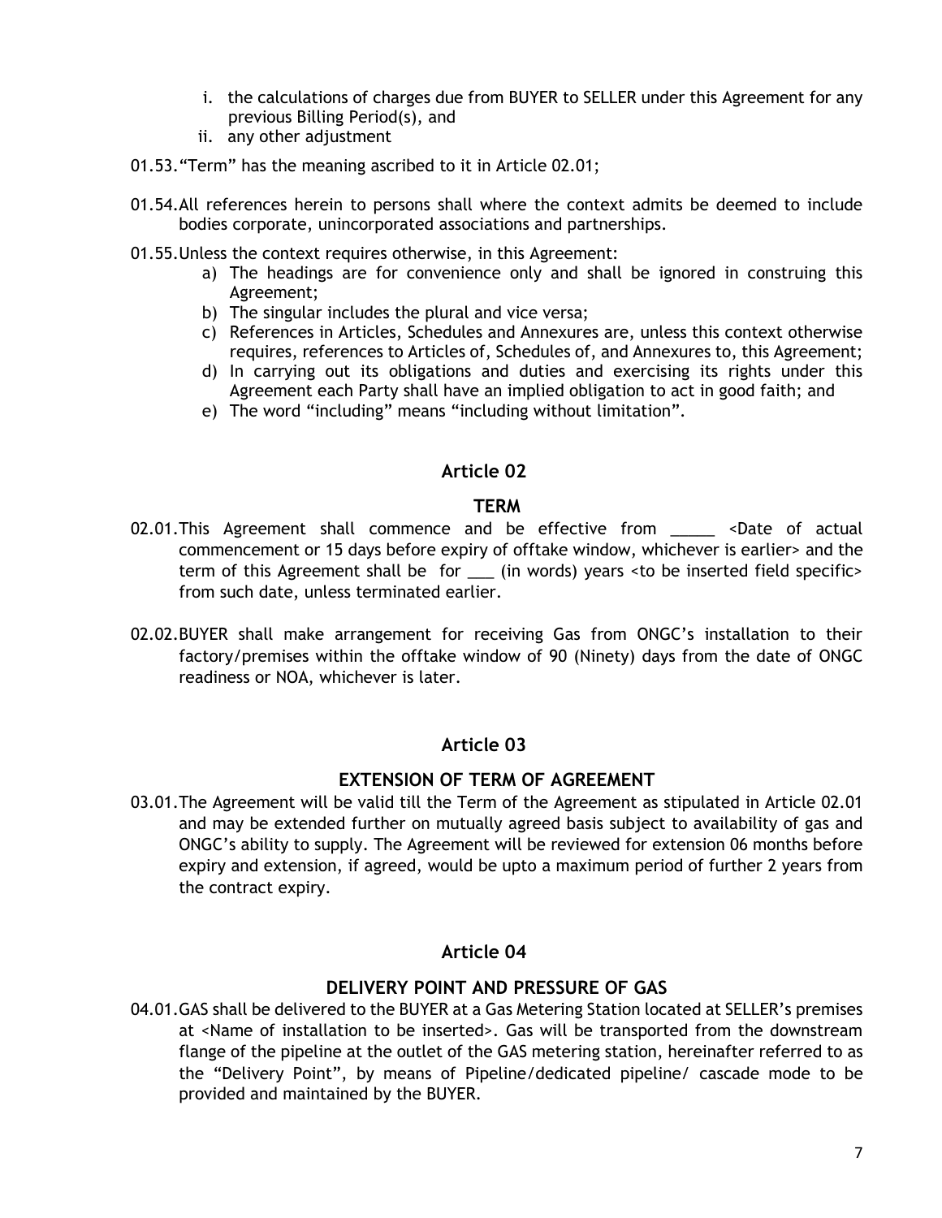i. the calculations of charges due from BUYER to SELLER under this Agreement for any previous Billing Period(s), and
ii. any other adjustment

01.53. "Term" has the meaning ascribed to it in Article 02.01;

01.54. All references herein to persons shall where the context admits be deemed to include bodies corporate, unincorporated associations and partnerships.

01.55. Unless the context requires otherwise, in this Agreement:

a) The headings are for convenience only and shall be ignored in construing this Agreement;
b) The singular includes the plural and vice versa;
c) References in Articles, Schedules and Annexures are, unless this context otherwise requires, references to Articles of, Schedules of, and Annexures to, this Agreement;
d) In carrying out its obligations and duties and exercising its rights under this Agreement each Party shall have an implied obligation to act in good faith; and
e) The word "including" means "including without limitation".

## Article 02

### TERM

02.01. This Agreement shall commence and be effective from _____ <Date of actual commencement or 15 days before expiry of offtake window, whichever is earlier> and the term of this Agreement shall be for ___ (in words) years <to be inserted field specific> from such date, unless terminated earlier.

02.02. BUYER shall make arrangement for receiving Gas from ONGC's installation to their factory/premises within the offtake window of 90 (Ninety) days from the date of ONGC readiness or NOA, whichever is later.

## Article 03

### EXTENSION OF TERM OF AGREEMENT

03.01. The Agreement will be valid till the Term of the Agreement as stipulated in Article 02.01 and may be extended further on mutually agreed basis subject to availability of gas and ONGC's ability to supply. The Agreement will be reviewed for extension 06 months before expiry and extension, if agreed, would be upto a maximum period of further 2 years from the contract expiry.

## Article 04

### DELIVERY POINT AND PRESSURE OF GAS

04.01. GAS shall be delivered to the BUYER at a Gas Metering Station located at SELLER's premises at <Name of installation to be inserted>. Gas will be transported from the downstream flange of the pipeline at the outlet of the GAS metering station, hereinafter referred to as the "Delivery Point", by means of Pipeline/dedicated pipeline/ cascade mode to be provided and maintained by the BUYER.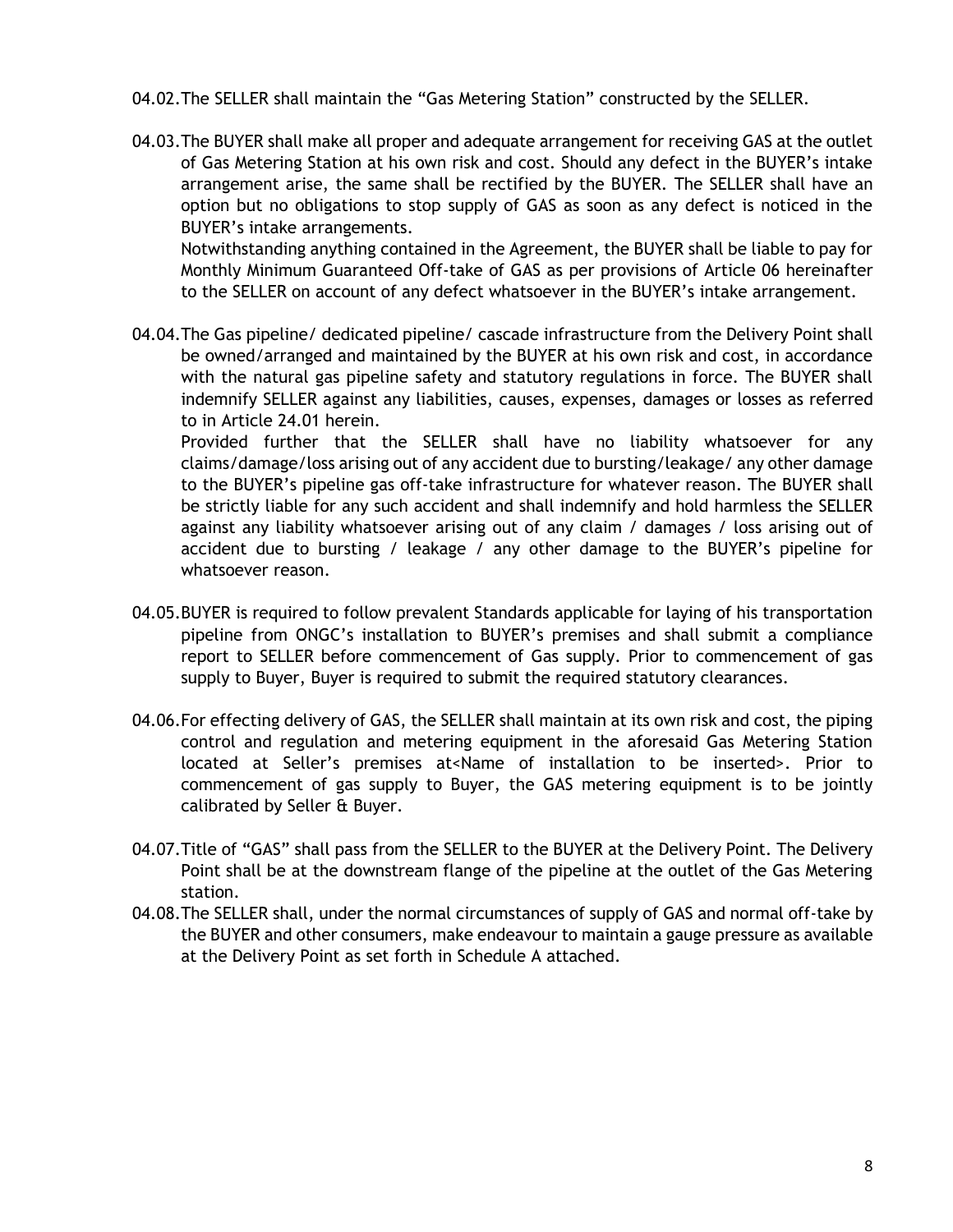04.02.The SELLER shall maintain the "Gas Metering Station" constructed by the SELLER.

04.03.The BUYER shall make all proper and adequate arrangement for receiving GAS at the outlet of Gas Metering Station at his own risk and cost. Should any defect in the BUYER's intake arrangement arise, the same shall be rectified by the BUYER. The SELLER shall have an option but no obligations to stop supply of GAS as soon as any defect is noticed in the BUYER's intake arrangements.

Notwithstanding anything contained in the Agreement, the BUYER shall be liable to pay for Monthly Minimum Guaranteed Off-take of GAS as per provisions of Article 06 hereinafter to the SELLER on account of any defect whatsoever in the BUYER's intake arrangement.

04.04.The Gas pipeline/ dedicated pipeline/ cascade infrastructure from the Delivery Point shall be owned/arranged and maintained by the BUYER at his own risk and cost, in accordance with the natural gas pipeline safety and statutory regulations in force. The BUYER shall indemnify SELLER against any liabilities, causes, expenses, damages or losses as referred to in Article 24.01 herein.

Provided further that the SELLER shall have no liability whatsoever for any claims/damage/loss arising out of any accident due to bursting/leakage/ any other damage to the BUYER's pipeline gas off-take infrastructure for whatever reason. The BUYER shall be strictly liable for any such accident and shall indemnify and hold harmless the SELLER against any liability whatsoever arising out of any claim / damages / loss arising out of accident due to bursting / leakage / any other damage to the BUYER's pipeline for whatsoever reason.

04.05.BUYER is required to follow prevalent Standards applicable for laying of his transportation pipeline from ONGC's installation to BUYER's premises and shall submit a compliance report to SELLER before commencement of Gas supply. Prior to commencement of gas supply to Buyer, Buyer is required to submit the required statutory clearances.

04.06.For effecting delivery of GAS, the SELLER shall maintain at its own risk and cost, the piping control and regulation and metering equipment in the aforesaid Gas Metering Station located at Seller's premises at<Name of installation to be inserted>. Prior to commencement of gas supply to Buyer, the GAS metering equipment is to be jointly calibrated by Seller & Buyer.

04.07.Title of "GAS" shall pass from the SELLER to the BUYER at the Delivery Point. The Delivery Point shall be at the downstream flange of the pipeline at the outlet of the Gas Metering station.

04.08.The SELLER shall, under the normal circumstances of supply of GAS and normal off-take by the BUYER and other consumers, make endeavour to maintain a gauge pressure as available at the Delivery Point as set forth in Schedule A attached.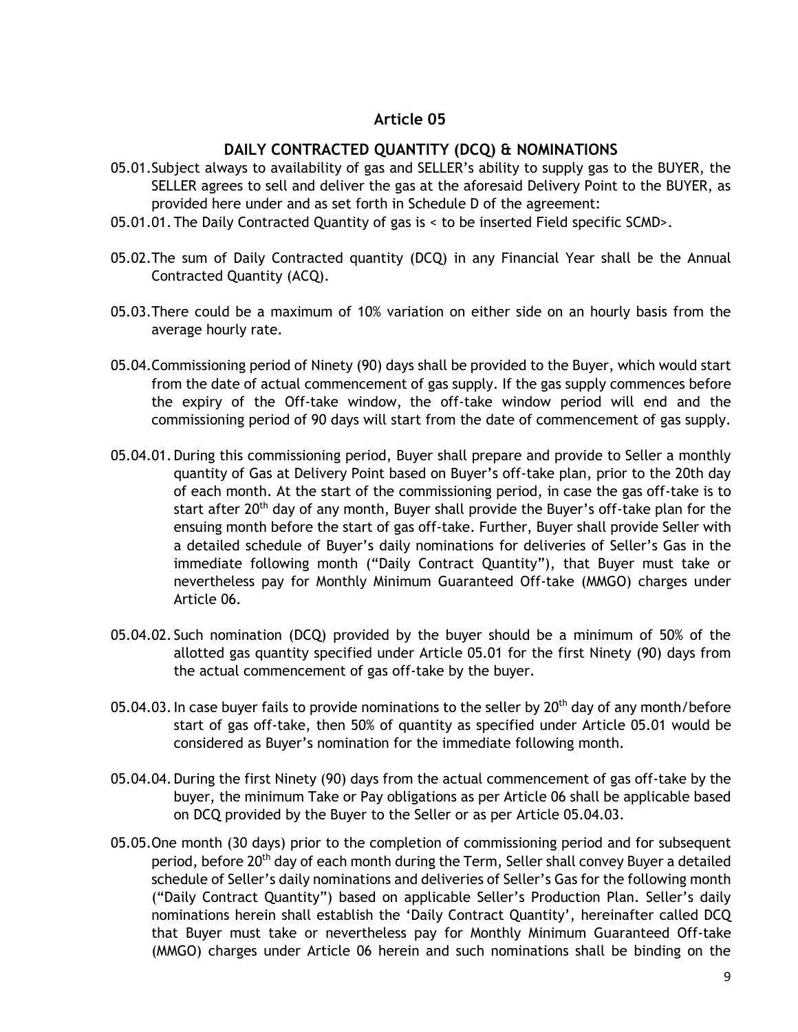# Article 05

## DAILY CONTRACTED QUANTITY (DCQ) & NOMINATIONS

05.01. Subject always to availability of gas and SELLER's ability to supply gas to the BUYER, the SELLER agrees to sell and deliver the gas at the aforesaid Delivery Point to the BUYER, as provided here under and as set forth in Schedule D of the agreement:

05.01.01. The Daily Contracted Quantity of gas is < to be inserted Field specific SCMD>.

05.02. The sum of Daily Contracted quantity (DCQ) in any Financial Year shall be the Annual Contracted Quantity (ACQ).

05.03. There could be a maximum of 10% variation on either side on an hourly basis from the average hourly rate.

05.04. Commissioning period of Ninety (90) days shall be provided to the Buyer, which would start from the date of actual commencement of gas supply. If the gas supply commences before the expiry of the Off-take window, the off-take window period will end and the commissioning period of 90 days will start from the date of commencement of gas supply.

05.04.01. During this commissioning period, Buyer shall prepare and provide to Seller a monthly quantity of Gas at Delivery Point based on Buyer's off-take plan, prior to the 20th day of each month. At the start of the commissioning period, in case the gas off-take is to start after 20th day of any month, Buyer shall provide the Buyer's off-take plan for the ensuing month before the start of gas off-take. Further, Buyer shall provide Seller with a detailed schedule of Buyer's daily nominations for deliveries of Seller's Gas in the immediate following month ("Daily Contract Quantity"), that Buyer must take or nevertheless pay for Monthly Minimum Guaranteed Off-take (MMGO) charges under Article 06.

05.04.02. Such nomination (DCQ) provided by the buyer should be a minimum of 50% of the allotted gas quantity specified under Article 05.01 for the first Ninety (90) days from the actual commencement of gas off-take by the buyer.

05.04.03. In case buyer fails to provide nominations to the seller by 20th day of any month/before start of gas off-take, then 50% of quantity as specified under Article 05.01 would be considered as Buyer's nomination for the immediate following month.

05.04.04. During the first Ninety (90) days from the actual commencement of gas off-take by the buyer, the minimum Take or Pay obligations as per Article 06 shall be applicable based on DCQ provided by the Buyer to the Seller or as per Article 05.04.03.

05.05. One month (30 days) prior to the completion of commissioning period and for subsequent period, before 20th day of each month during the Term, Seller shall convey Buyer a detailed schedule of Seller's daily nominations and deliveries of Seller's Gas for the following month ("Daily Contract Quantity") based on applicable Seller's Production Plan. Seller's daily nominations herein shall establish the 'Daily Contract Quantity', hereinafter called DCQ that Buyer must take or nevertheless pay for Monthly Minimum Guaranteed Off-take (MMGO) charges under Article 06 herein and such nominations shall be binding on the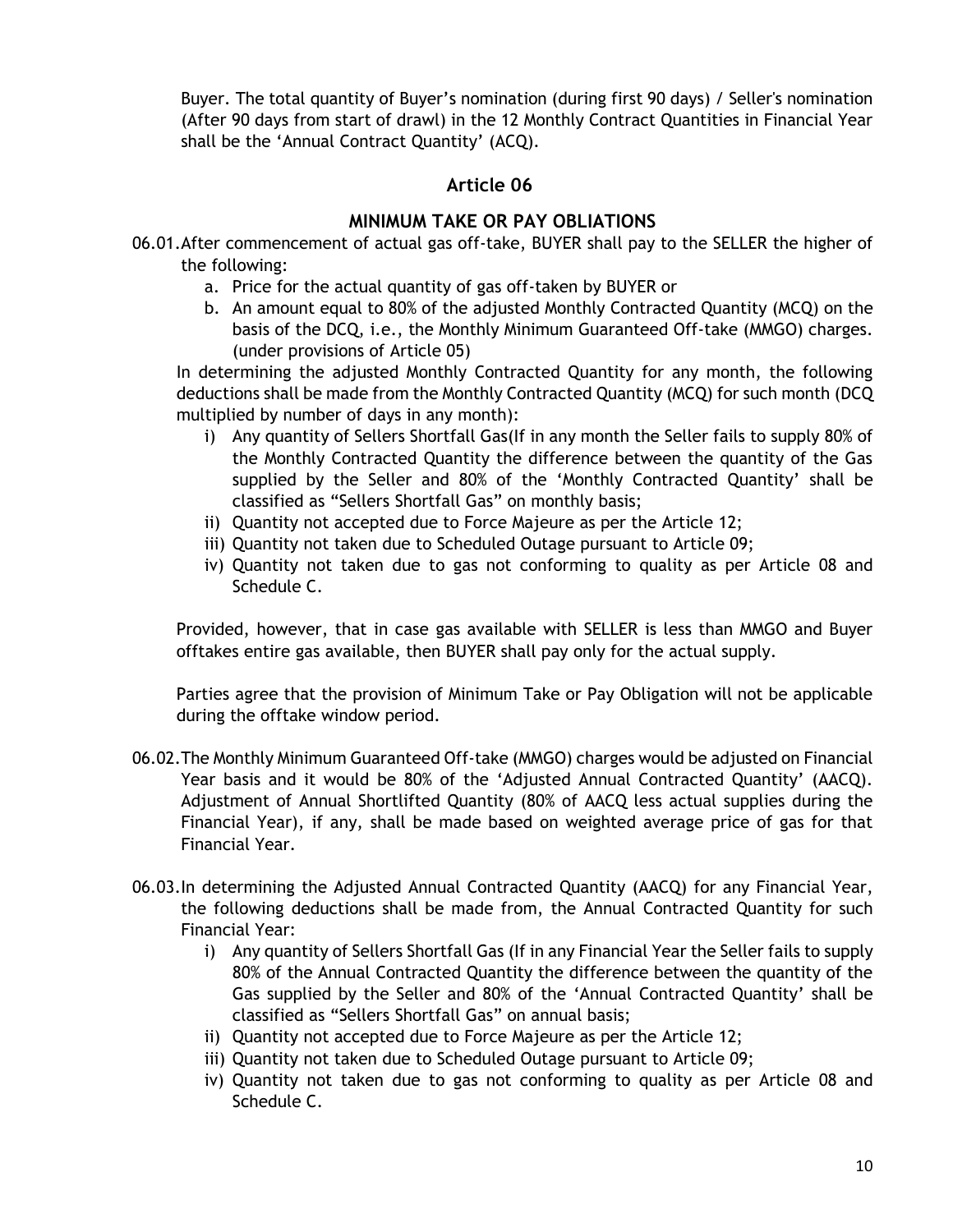Buyer. The total quantity of Buyer's nomination (during first 90 days) / Seller's nomination (After 90 days from start of drawl) in the 12 Monthly Contract Quantities in Financial Year shall be the 'Annual Contract Quantity' (ACQ).

## Article 06

### MINIMUM TAKE OR PAY OBLIATIONS

06.01. After commencement of actual gas off-take, BUYER shall pay to the SELLER the higher of the following:

a. Price for the actual quantity of gas off-taken by BUYER or
b. An amount equal to 80% of the adjusted Monthly Contracted Quantity (MCQ) on the basis of the DCQ, i.e., the Monthly Minimum Guaranteed Off-take (MMGO) charges. (under provisions of Article 05)

In determining the adjusted Monthly Contracted Quantity for any month, the following deductions shall be made from the Monthly Contracted Quantity (MCQ) for such month (DCQ multiplied by number of days in any month):

i) Any quantity of Sellers Shortfall Gas(If in any month the Seller fails to supply 80% of the Monthly Contracted Quantity the difference between the quantity of the Gas supplied by the Seller and 80% of the 'Monthly Contracted Quantity' shall be classified as "Sellers Shortfall Gas" on monthly basis;
ii) Quantity not accepted due to Force Majeure as per the Article 12;
iii) Quantity not taken due to Scheduled Outage pursuant to Article 09;
iv) Quantity not taken due to gas not conforming to quality as per Article 08 and Schedule C.

Provided, however, that in case gas available with SELLER is less than MMGO and Buyer offtakes entire gas available, then BUYER shall pay only for the actual supply.

Parties agree that the provision of Minimum Take or Pay Obligation will not be applicable during the offtake window period.

06.02. The Monthly Minimum Guaranteed Off-take (MMGO) charges would be adjusted on Financial Year basis and it would be 80% of the 'Adjusted Annual Contracted Quantity' (AACQ). Adjustment of Annual Shortlifted Quantity (80% of AACQ less actual supplies during the Financial Year), if any, shall be made based on weighted average price of gas for that Financial Year.

06.03. In determining the Adjusted Annual Contracted Quantity (AACQ) for any Financial Year, the following deductions shall be made from, the Annual Contracted Quantity for such Financial Year:

i) Any quantity of Sellers Shortfall Gas (If in any Financial Year the Seller fails to supply 80% of the Annual Contracted Quantity the difference between the quantity of the Gas supplied by the Seller and 80% of the 'Annual Contracted Quantity' shall be classified as "Sellers Shortfall Gas" on annual basis;
ii) Quantity not accepted due to Force Majeure as per the Article 12;
iii) Quantity not taken due to Scheduled Outage pursuant to Article 09;
iv) Quantity not taken due to gas not conforming to quality as per Article 08 and Schedule C.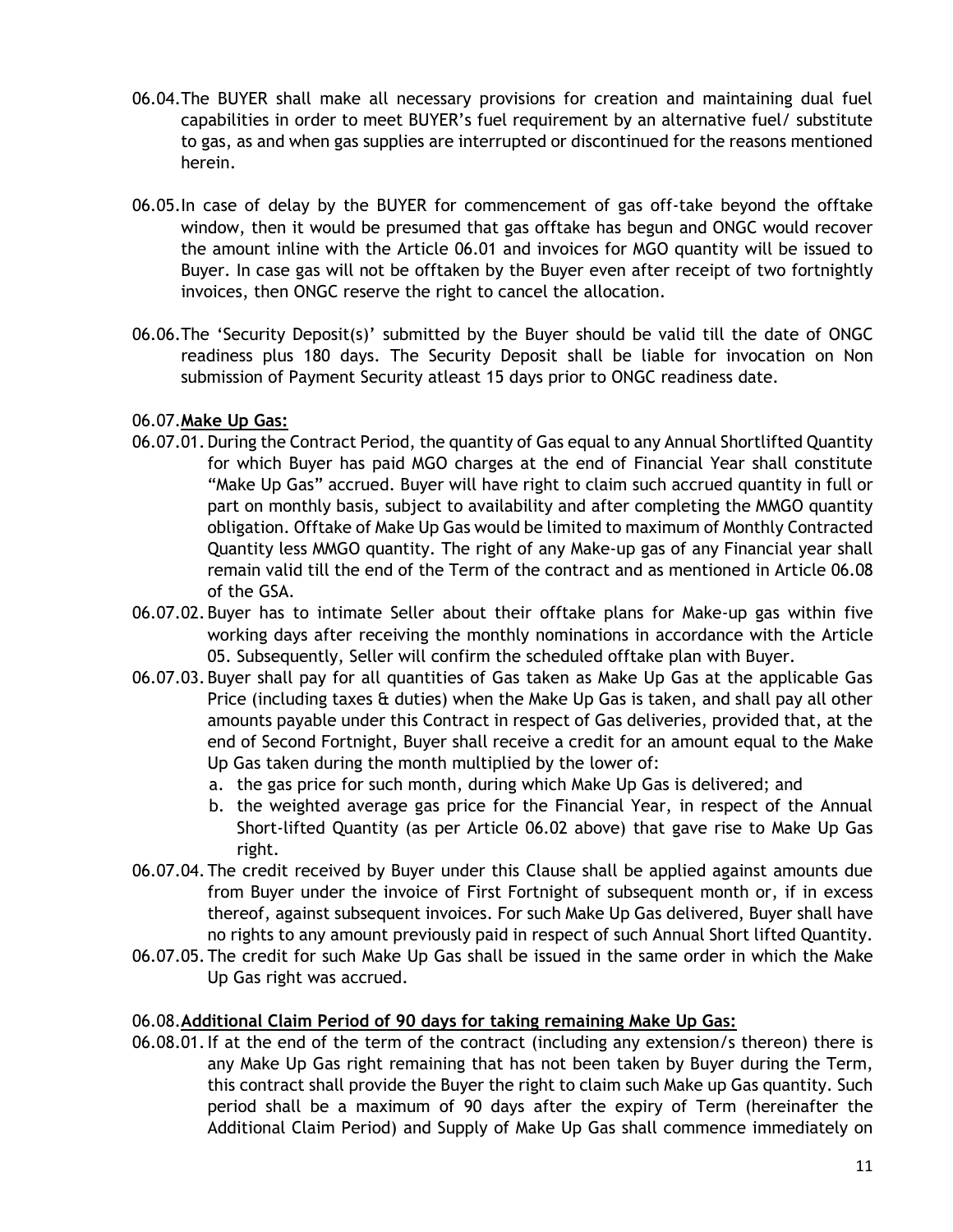06.04. The BUYER shall make all necessary provisions for creation and maintaining dual fuel capabilities in order to meet BUYER's fuel requirement by an alternative fuel/ substitute to gas, as and when gas supplies are interrupted or discontinued for the reasons mentioned herein.

06.05. In case of delay by the BUYER for commencement of gas off-take beyond the offtake window, then it would be presumed that gas offtake has begun and ONGC would recover the amount inline with the Article 06.01 and invoices for MGO quantity will be issued to Buyer. In case gas will not be offtaken by the Buyer even after receipt of two fortnightly invoices, then ONGC reserve the right to cancel the allocation.

06.06. The 'Security Deposit(s)' submitted by the Buyer should be valid till the date of ONGC readiness plus 180 days. The Security Deposit shall be liable for invocation on Non submission of Payment Security atleast 15 days prior to ONGC readiness date.

06.07. **Make Up Gas:**

06.07.01. During the Contract Period, the quantity of Gas equal to any Annual Shortlifted Quantity for which Buyer has paid MGO charges at the end of Financial Year shall constitute "Make Up Gas" accrued. Buyer will have right to claim such accrued quantity in full or part on monthly basis, subject to availability and after completing the MMGO quantity obligation. Offtake of Make Up Gas would be limited to maximum of Monthly Contracted Quantity less MMGO quantity. The right of any Make-up gas of any Financial year shall remain valid till the end of the Term of the contract and as mentioned in Article 06.08 of the GSA.

06.07.02. Buyer has to intimate Seller about their offtake plans for Make-up gas within five working days after receiving the monthly nominations in accordance with the Article 05. Subsequently, Seller will confirm the scheduled offtake plan with Buyer.

06.07.03. Buyer shall pay for all quantities of Gas taken as Make Up Gas at the applicable Gas Price (including taxes & duties) when the Make Up Gas is taken, and shall pay all other amounts payable under this Contract in respect of Gas deliveries, provided that, at the end of Second Fortnight, Buyer shall receive a credit for an amount equal to the Make Up Gas taken during the month multiplied by the lower of:

a. the gas price for such month, during which Make Up Gas is delivered; and
b. the weighted average gas price for the Financial Year, in respect of the Annual Short-lifted Quantity (as per Article 06.02 above) that gave rise to Make Up Gas right.

06.07.04. The credit received by Buyer under this Clause shall be applied against amounts due from Buyer under the invoice of First Fortnight of subsequent month or, if in excess thereof, against subsequent invoices. For such Make Up Gas delivered, Buyer shall have no rights to any amount previously paid in respect of such Annual Short lifted Quantity.

06.07.05. The credit for such Make Up Gas shall be issued in the same order in which the Make Up Gas right was accrued.

06.08. **Additional Claim Period of 90 days for taking remaining Make Up Gas:**

06.08.01. If at the end of the term of the contract (including any extension/s thereon) there is any Make Up Gas right remaining that has not been taken by Buyer during the Term, this contract shall provide the Buyer the right to claim such Make up Gas quantity. Such period shall be a maximum of 90 days after the expiry of Term (hereinafter the Additional Claim Period) and Supply of Make Up Gas shall commence immediately on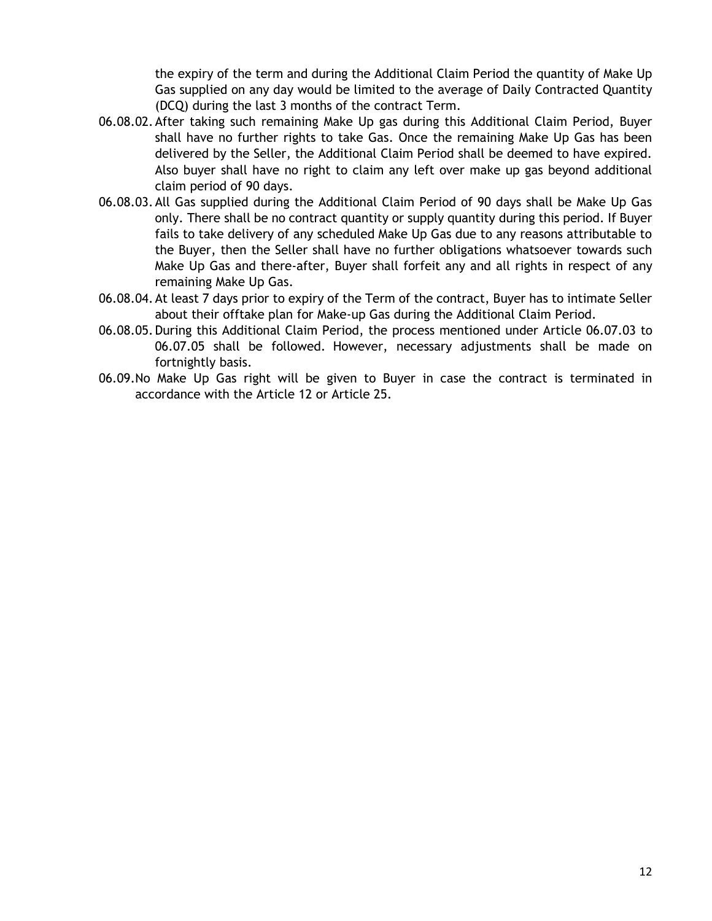the expiry of the term and during the Additional Claim Period the quantity of Make Up Gas supplied on any day would be limited to the average of Daily Contracted Quantity (DCQ) during the last 3 months of the contract Term.

06.08.02. After taking such remaining Make Up gas during this Additional Claim Period, Buyer shall have no further rights to take Gas. Once the remaining Make Up Gas has been delivered by the Seller, the Additional Claim Period shall be deemed to have expired. Also buyer shall have no right to claim any left over make up gas beyond additional claim period of 90 days.

06.08.03. All Gas supplied during the Additional Claim Period of 90 days shall be Make Up Gas only. There shall be no contract quantity or supply quantity during this period. If Buyer fails to take delivery of any scheduled Make Up Gas due to any reasons attributable to the Buyer, then the Seller shall have no further obligations whatsoever towards such Make Up Gas and there-after, Buyer shall forfeit any and all rights in respect of any remaining Make Up Gas.

06.08.04. At least 7 days prior to expiry of the Term of the contract, Buyer has to intimate Seller about their offtake plan for Make-up Gas during the Additional Claim Period.

06.08.05. During this Additional Claim Period, the process mentioned under Article 06.07.03 to 06.07.05 shall be followed. However, necessary adjustments shall be made on fortnightly basis.

06.09. No Make Up Gas right will be given to Buyer in case the contract is terminated in accordance with the Article 12 or Article 25.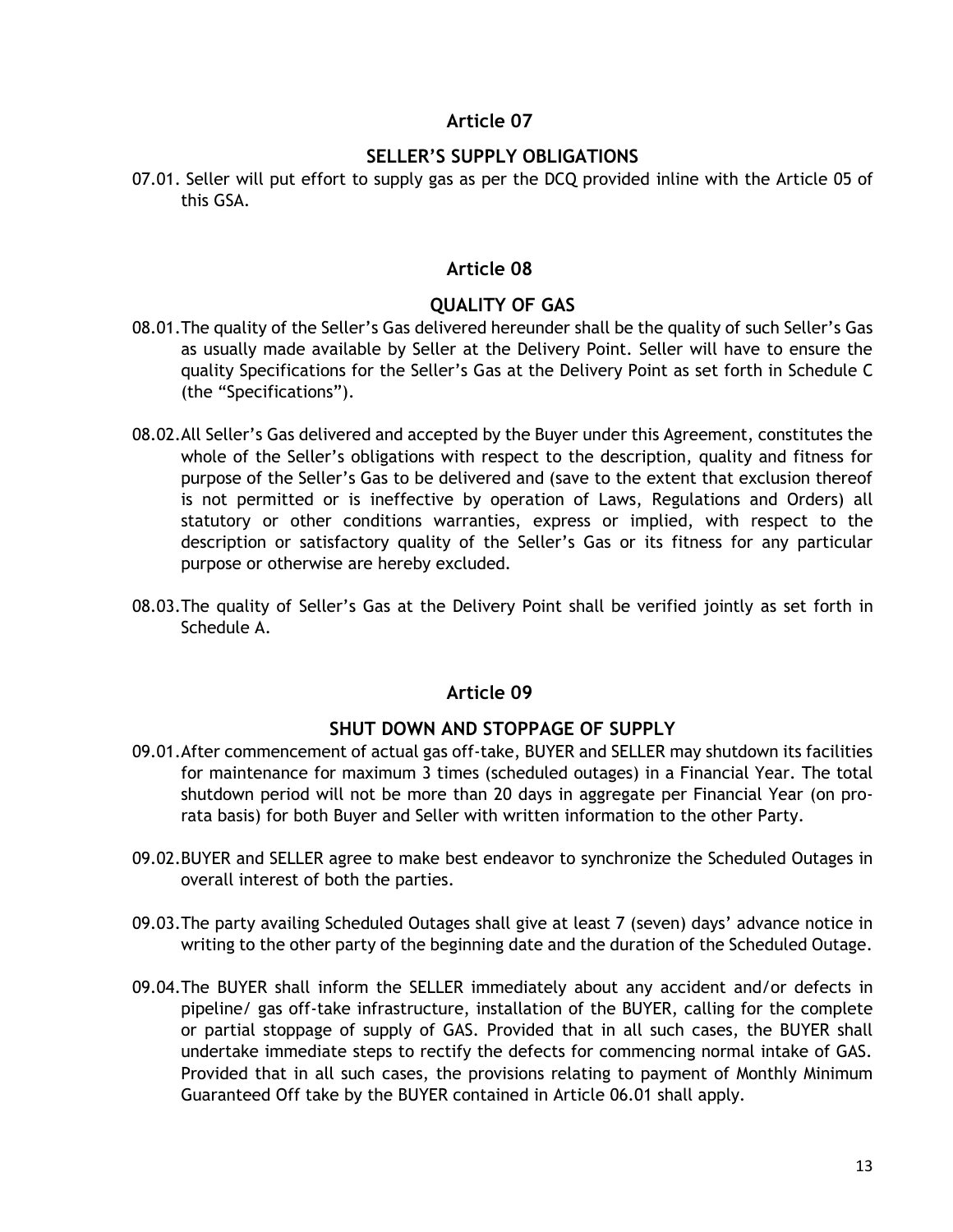## Article 07

### SELLER'S SUPPLY OBLIGATIONS

07.01. Seller will put effort to supply gas as per the DCQ provided inline with the Article 05 of this GSA.

## Article 08

### QUALITY OF GAS

08.01. The quality of the Seller's Gas delivered hereunder shall be the quality of such Seller's Gas as usually made available by Seller at the Delivery Point. Seller will have to ensure the quality Specifications for the Seller's Gas at the Delivery Point as set forth in Schedule C (the "Specifications").

08.02. All Seller's Gas delivered and accepted by the Buyer under this Agreement, constitutes the whole of the Seller's obligations with respect to the description, quality and fitness for purpose of the Seller's Gas to be delivered and (save to the extent that exclusion thereof is not permitted or is ineffective by operation of Laws, Regulations and Orders) all statutory or other conditions warranties, express or implied, with respect to the description or satisfactory quality of the Seller's Gas or its fitness for any particular purpose or otherwise are hereby excluded.

08.03. The quality of Seller's Gas at the Delivery Point shall be verified jointly as set forth in Schedule A.

## Article 09

### SHUT DOWN AND STOPPAGE OF SUPPLY

09.01. After commencement of actual gas off-take, BUYER and SELLER may shutdown its facilities for maintenance for maximum 3 times (scheduled outages) in a Financial Year. The total shutdown period will not be more than 20 days in aggregate per Financial Year (on pro-rata basis) for both Buyer and Seller with written information to the other Party.

09.02. BUYER and SELLER agree to make best endeavor to synchronize the Scheduled Outages in overall interest of both the parties.

09.03. The party availing Scheduled Outages shall give at least 7 (seven) days' advance notice in writing to the other party of the beginning date and the duration of the Scheduled Outage.

09.04. The BUYER shall inform the SELLER immediately about any accident and/or defects in pipeline/ gas off-take infrastructure, installation of the BUYER, calling for the complete or partial stoppage of supply of GAS. Provided that in all such cases, the BUYER shall undertake immediate steps to rectify the defects for commencing normal intake of GAS. Provided that in all such cases, the provisions relating to payment of Monthly Minimum Guaranteed Off take by the BUYER contained in Article 06.01 shall apply.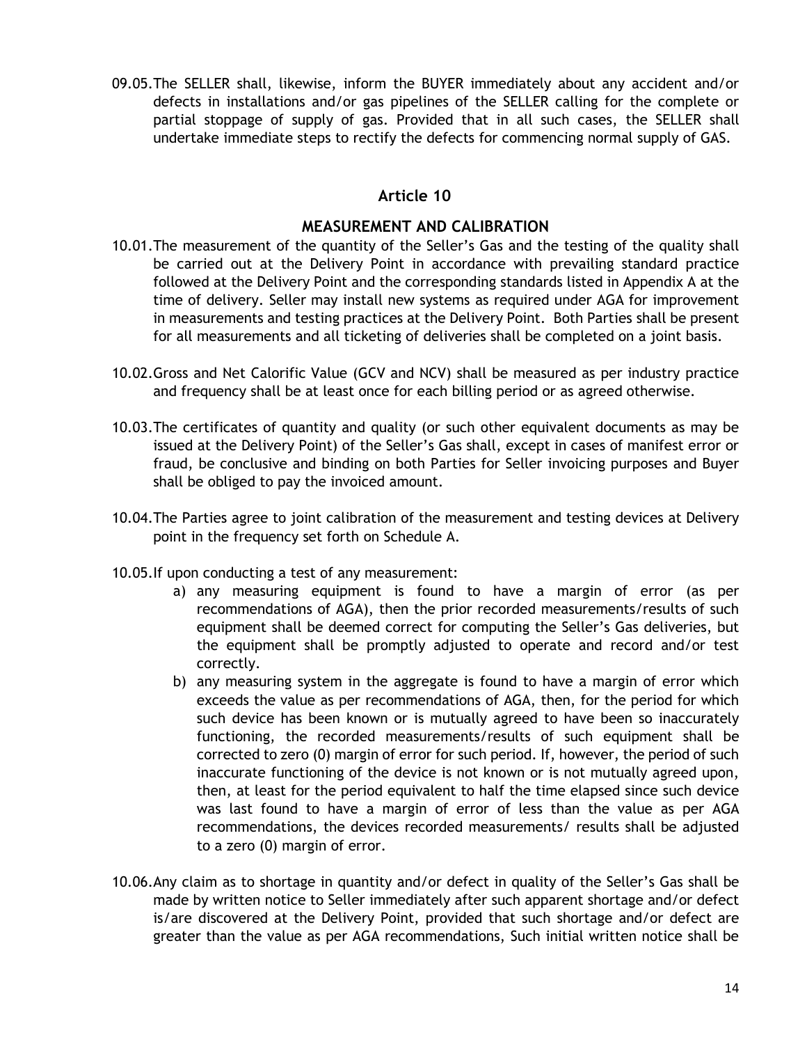09.05. The SELLER shall, likewise, inform the BUYER immediately about any accident and/or defects in installations and/or gas pipelines of the SELLER calling for the complete or partial stoppage of supply of gas. Provided that in all such cases, the SELLER shall undertake immediate steps to rectify the defects for commencing normal supply of GAS.

## Article 10

### MEASUREMENT AND CALIBRATION

10.01. The measurement of the quantity of the Seller's Gas and the testing of the quality shall be carried out at the Delivery Point in accordance with prevailing standard practice followed at the Delivery Point and the corresponding standards listed in Appendix A at the time of delivery. Seller may install new systems as required under AGA for improvement in measurements and testing practices at the Delivery Point. Both Parties shall be present for all measurements and all ticketing of deliveries shall be completed on a joint basis.

10.02. Gross and Net Calorific Value (GCV and NCV) shall be measured as per industry practice and frequency shall be at least once for each billing period or as agreed otherwise.

10.03. The certificates of quantity and quality (or such other equivalent documents as may be issued at the Delivery Point) of the Seller's Gas shall, except in cases of manifest error or fraud, be conclusive and binding on both Parties for Seller invoicing purposes and Buyer shall be obliged to pay the invoiced amount.

10.04. The Parties agree to joint calibration of the measurement and testing devices at Delivery point in the frequency set forth on Schedule A.

10.05. If upon conducting a test of any measurement:

a) any measuring equipment is found to have a margin of error (as per recommendations of AGA), then the prior recorded measurements/results of such equipment shall be deemed correct for computing the Seller's Gas deliveries, but the equipment shall be promptly adjusted to operate and record and/or test correctly.

b) any measuring system in the aggregate is found to have a margin of error which exceeds the value as per recommendations of AGA, then, for the period for which such device has been known or is mutually agreed to have been so inaccurately functioning, the recorded measurements/results of such equipment shall be corrected to zero (0) margin of error for such period. If, however, the period of such inaccurate functioning of the device is not known or is not mutually agreed upon, then, at least for the period equivalent to half the time elapsed since such device was last found to have a margin of error of less than the value as per AGA recommendations, the devices recorded measurements/ results shall be adjusted to a zero (0) margin of error.

10.06. Any claim as to shortage in quantity and/or defect in quality of the Seller's Gas shall be made by written notice to Seller immediately after such apparent shortage and/or defect is/are discovered at the Delivery Point, provided that such shortage and/or defect are greater than the value as per AGA recommendations, Such initial written notice shall be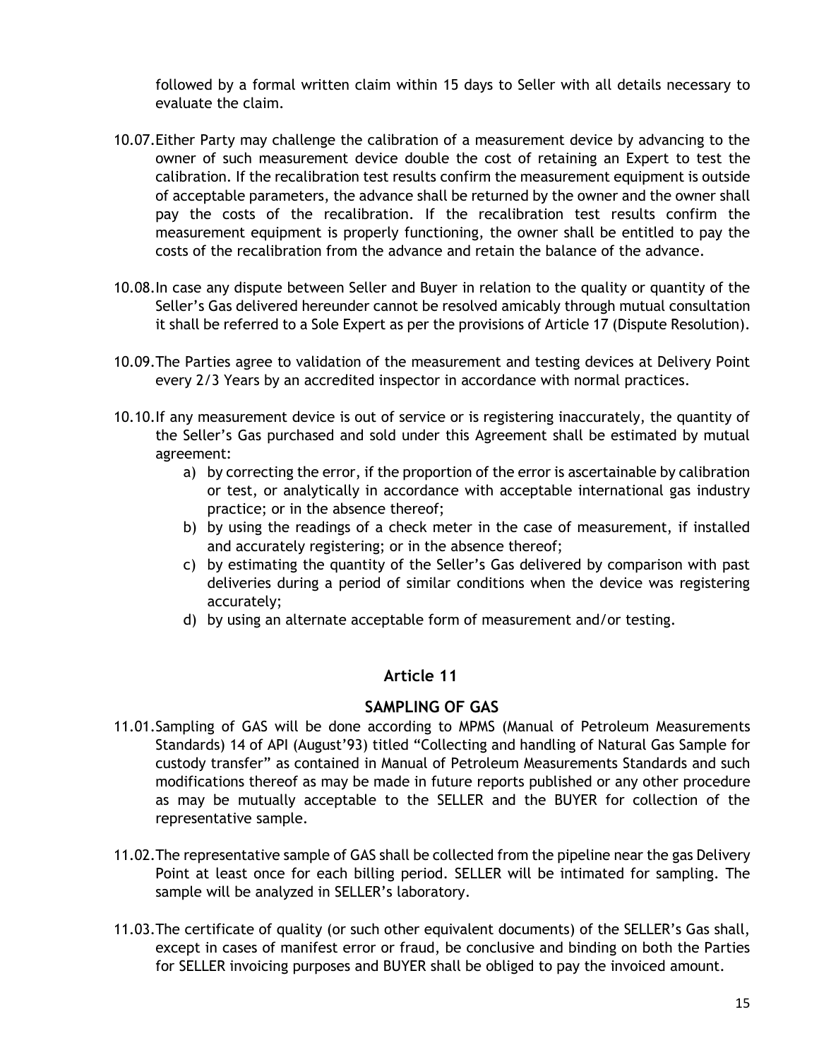followed by a formal written claim within 15 days to Seller with all details necessary to evaluate the claim.

10.07. Either Party may challenge the calibration of a measurement device by advancing to the owner of such measurement device double the cost of retaining an Expert to test the calibration. If the recalibration test results confirm the measurement equipment is outside of acceptable parameters, the advance shall be returned by the owner and the owner shall pay the costs of the recalibration. If the recalibration test results confirm the measurement equipment is properly functioning, the owner shall be entitled to pay the costs of the recalibration from the advance and retain the balance of the advance.

10.08. In case any dispute between Seller and Buyer in relation to the quality or quantity of the Seller's Gas delivered hereunder cannot be resolved amicably through mutual consultation it shall be referred to a Sole Expert as per the provisions of Article 17 (Dispute Resolution).

10.09. The Parties agree to validation of the measurement and testing devices at Delivery Point every 2/3 Years by an accredited inspector in accordance with normal practices.

10.10. If any measurement device is out of service or is registering inaccurately, the quantity of the Seller's Gas purchased and sold under this Agreement shall be estimated by mutual agreement:

a) by correcting the error, if the proportion of the error is ascertainable by calibration or test, or analytically in accordance with acceptable international gas industry practice; or in the absence thereof;
b) by using the readings of a check meter in the case of measurement, if installed and accurately registering; or in the absence thereof;
c) by estimating the quantity of the Seller's Gas delivered by comparison with past deliveries during a period of similar conditions when the device was registering accurately;
d) by using an alternate acceptable form of measurement and/or testing.

## Article 11

## SAMPLING OF GAS

11.01. Sampling of GAS will be done according to MPMS (Manual of Petroleum Measurements Standards) 14 of API (August'93) titled "Collecting and handling of Natural Gas Sample for custody transfer" as contained in Manual of Petroleum Measurements Standards and such modifications thereof as may be made in future reports published or any other procedure as may be mutually acceptable to the SELLER and the BUYER for collection of the representative sample.

11.02. The representative sample of GAS shall be collected from the pipeline near the gas Delivery Point at least once for each billing period. SELLER will be intimated for sampling. The sample will be analyzed in SELLER's laboratory.

11.03. The certificate of quality (or such other equivalent documents) of the SELLER's Gas shall, except in cases of manifest error or fraud, be conclusive and binding on both the Parties for SELLER invoicing purposes and BUYER shall be obliged to pay the invoiced amount.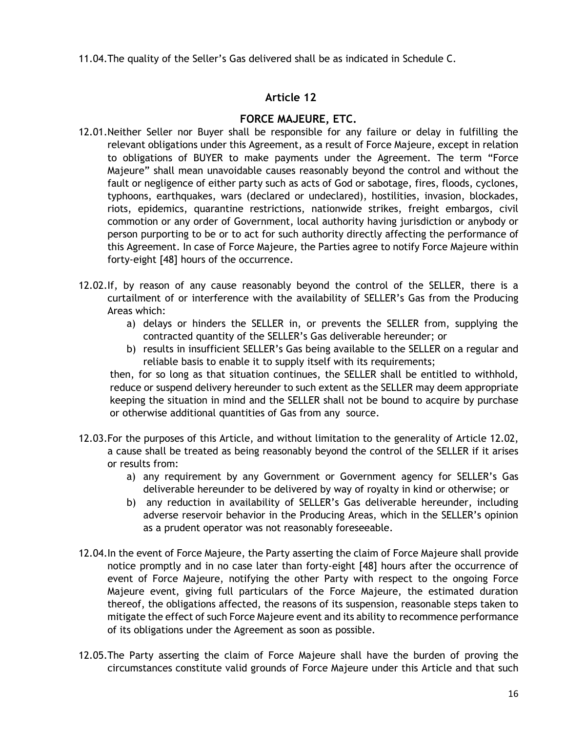11.04. The quality of the Seller's Gas delivered shall be as indicated in Schedule C.

## Article 12

## FORCE MAJEURE, ETC.

12.01. Neither Seller nor Buyer shall be responsible for any failure or delay in fulfilling the relevant obligations under this Agreement, as a result of Force Majeure, except in relation to obligations of BUYER to make payments under the Agreement. The term "Force Majeure" shall mean unavoidable causes reasonably beyond the control and without the fault or negligence of either party such as acts of God or sabotage, fires, floods, cyclones, typhoons, earthquakes, wars (declared or undeclared), hostilities, invasion, blockades, riots, epidemics, quarantine restrictions, nationwide strikes, freight embargos, civil commotion or any order of Government, local authority having jurisdiction or anybody or person purporting to be or to act for such authority directly affecting the performance of this Agreement. In case of Force Majeure, the Parties agree to notify Force Majeure within forty-eight [48] hours of the occurrence.

12.02. If, by reason of any cause reasonably beyond the control of the SELLER, there is a curtailment of or interference with the availability of SELLER's Gas from the Producing Areas which:

a) delays or hinders the SELLER in, or prevents the SELLER from, supplying the contracted quantity of the SELLER's Gas deliverable hereunder; or
b) results in insufficient SELLER's Gas being available to the SELLER on a regular and reliable basis to enable it to supply itself with its requirements;

then, for so long as that situation continues, the SELLER shall be entitled to withhold, reduce or suspend delivery hereunder to such extent as the SELLER may deem appropriate keeping the situation in mind and the SELLER shall not be bound to acquire by purchase or otherwise additional quantities of Gas from any source.

12.03. For the purposes of this Article, and without limitation to the generality of Article 12.02, a cause shall be treated as being reasonably beyond the control of the SELLER if it arises or results from:

a) any requirement by any Government or Government agency for SELLER's Gas deliverable hereunder to be delivered by way of royalty in kind or otherwise; or
b) any reduction in availability of SELLER's Gas deliverable hereunder, including adverse reservoir behavior in the Producing Areas, which in the SELLER's opinion as a prudent operator was not reasonably foreseeable.

12.04. In the event of Force Majeure, the Party asserting the claim of Force Majeure shall provide notice promptly and in no case later than forty-eight [48] hours after the occurrence of event of Force Majeure, notifying the other Party with respect to the ongoing Force Majeure event, giving full particulars of the Force Majeure, the estimated duration thereof, the obligations affected, the reasons of its suspension, reasonable steps taken to mitigate the effect of such Force Majeure event and its ability to recommence performance of its obligations under the Agreement as soon as possible.

12.05. The Party asserting the claim of Force Majeure shall have the burden of proving the circumstances constitute valid grounds of Force Majeure under this Article and that such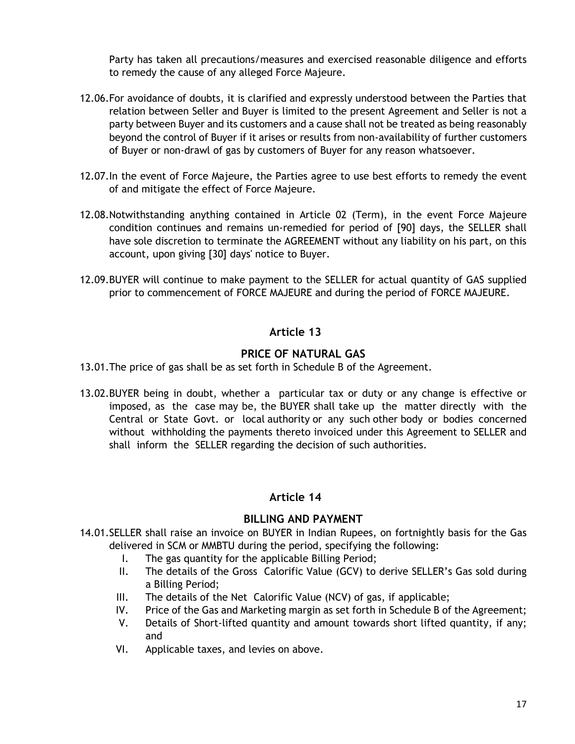Party has taken all precautions/measures and exercised reasonable diligence and efforts to remedy the cause of any alleged Force Majeure.

12.06. For avoidance of doubts, it is clarified and expressly understood between the Parties that relation between Seller and Buyer is limited to the present Agreement and Seller is not a party between Buyer and its customers and a cause shall not be treated as being reasonably beyond the control of Buyer if it arises or results from non-availability of further customers of Buyer or non-drawl of gas by customers of Buyer for any reason whatsoever.

12.07. In the event of Force Majeure, the Parties agree to use best efforts to remedy the event of and mitigate the effect of Force Majeure.

12.08. Notwithstanding anything contained in Article 02 (Term), in the event Force Majeure condition continues and remains un-remedied for period of [90] days, the SELLER shall have sole discretion to terminate the AGREEMENT without any liability on his part, on this account, upon giving [30] days' notice to Buyer.

12.09. BUYER will continue to make payment to the SELLER for actual quantity of GAS supplied prior to commencement of FORCE MAJEURE and during the period of FORCE MAJEURE.

## Article 13

### PRICE OF NATURAL GAS

13.01. The price of gas shall be as set forth in Schedule B of the Agreement.

13.02. BUYER being in doubt, whether a particular tax or duty or any change is effective or imposed, as the case may be, the BUYER shall take up the matter directly with the Central or State Govt. or local authority or any such other body or bodies concerned without withholding the payments thereto invoiced under this Agreement to SELLER and shall inform the SELLER regarding the decision of such authorities.

## Article 14

### BILLING AND PAYMENT

14.01. SELLER shall raise an invoice on BUYER in Indian Rupees, on fortnightly basis for the Gas delivered in SCM or MMBTU during the period, specifying the following:

I. The gas quantity for the applicable Billing Period;
II. The details of the Gross Calorific Value (GCV) to derive SELLER's Gas sold during a Billing Period;
III. The details of the Net Calorific Value (NCV) of gas, if applicable;
IV. Price of the Gas and Marketing margin as set forth in Schedule B of the Agreement;
V. Details of Short-lifted quantity and amount towards short lifted quantity, if any; and
VI. Applicable taxes, and levies on above.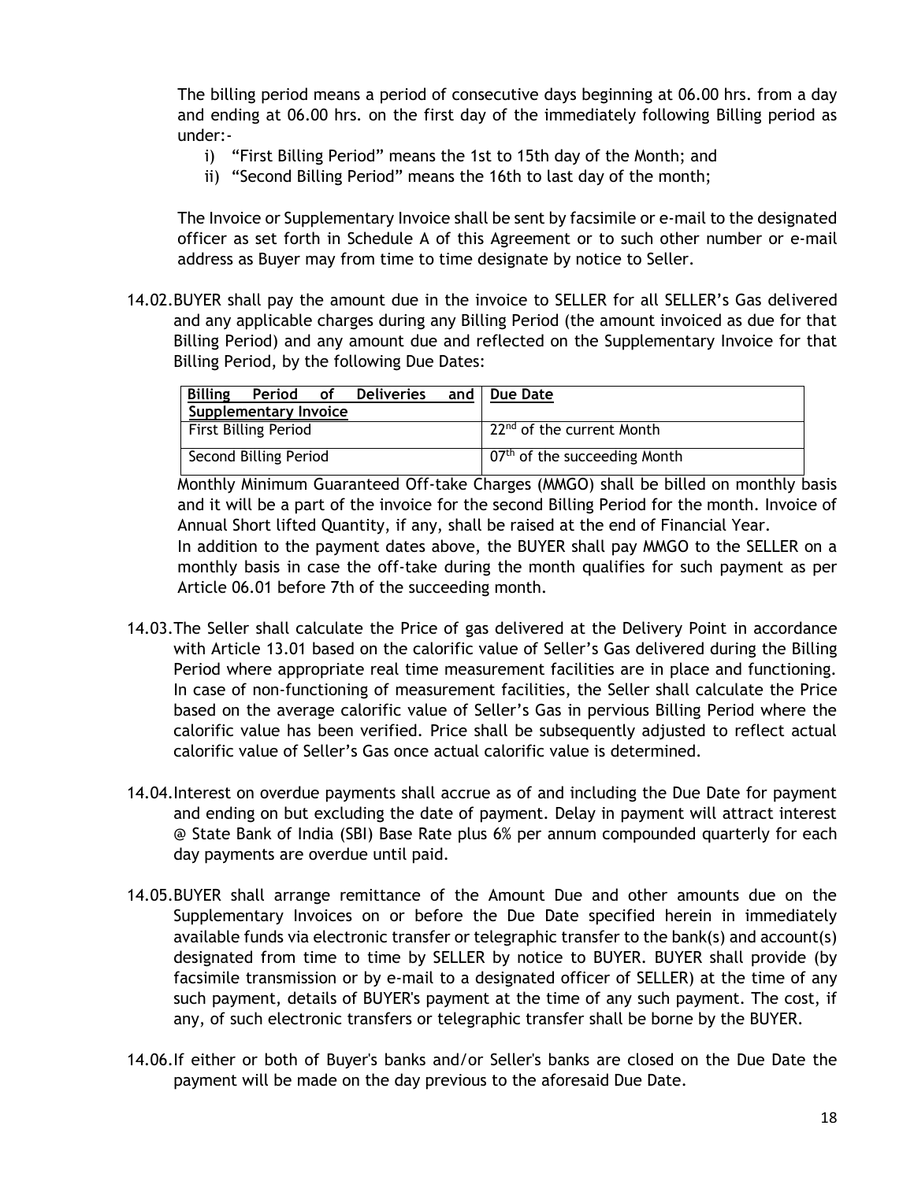The billing period means a period of consecutive days beginning at 06.00 hrs. from a day and ending at 06.00 hrs. on the first day of the immediately following Billing period as under:-

i) "First Billing Period" means the 1st to 15th day of the Month; and
ii) "Second Billing Period" means the 16th to last day of the month;

The Invoice or Supplementary Invoice shall be sent by facsimile or e-mail to the designated officer as set forth in Schedule A of this Agreement or to such other number or e-mail address as Buyer may from time to time designate by notice to Seller.

14.02. BUYER shall pay the amount due in the invoice to SELLER for all SELLER's Gas delivered and any applicable charges during any Billing Period (the amount invoiced as due for that Billing Period) and any amount due and reflected on the Supplementary Invoice for that Billing Period, by the following Due Dates:

| Billing Period of Deliveries and Supplementary Invoice | Due Date |
|---|---|
| First Billing Period | 22nd of the current Month |
| Second Billing Period | 07th of the succeeding Month |

Monthly Minimum Guaranteed Off-take Charges (MMGO) shall be billed on monthly basis and it will be a part of the invoice for the second Billing Period for the month. Invoice of Annual Short lifted Quantity, if any, shall be raised at the end of Financial Year.
In addition to the payment dates above, the BUYER shall pay MMGO to the SELLER on a monthly basis in case the off-take during the month qualifies for such payment as per Article 06.01 before 7th of the succeeding month.

14.03. The Seller shall calculate the Price of gas delivered at the Delivery Point in accordance with Article 13.01 based on the calorific value of Seller's Gas delivered during the Billing Period where appropriate real time measurement facilities are in place and functioning. In case of non-functioning of measurement facilities, the Seller shall calculate the Price based on the average calorific value of Seller's Gas in pervious Billing Period where the calorific value has been verified. Price shall be subsequently adjusted to reflect actual calorific value of Seller's Gas once actual calorific value is determined.

14.04. Interest on overdue payments shall accrue as of and including the Due Date for payment and ending on but excluding the date of payment. Delay in payment will attract interest @ State Bank of India (SBI) Base Rate plus 6% per annum compounded quarterly for each day payments are overdue until paid.

14.05. BUYER shall arrange remittance of the Amount Due and other amounts due on the Supplementary Invoices on or before the Due Date specified herein in immediately available funds via electronic transfer or telegraphic transfer to the bank(s) and account(s) designated from time to time by SELLER by notice to BUYER. BUYER shall provide (by facsimile transmission or by e-mail to a designated officer of SELLER) at the time of any such payment, details of BUYER's payment at the time of any such payment. The cost, if any, of such electronic transfers or telegraphic transfer shall be borne by the BUYER.

14.06. If either or both of Buyer's banks and/or Seller's banks are closed on the Due Date the payment will be made on the day previous to the aforesaid Due Date.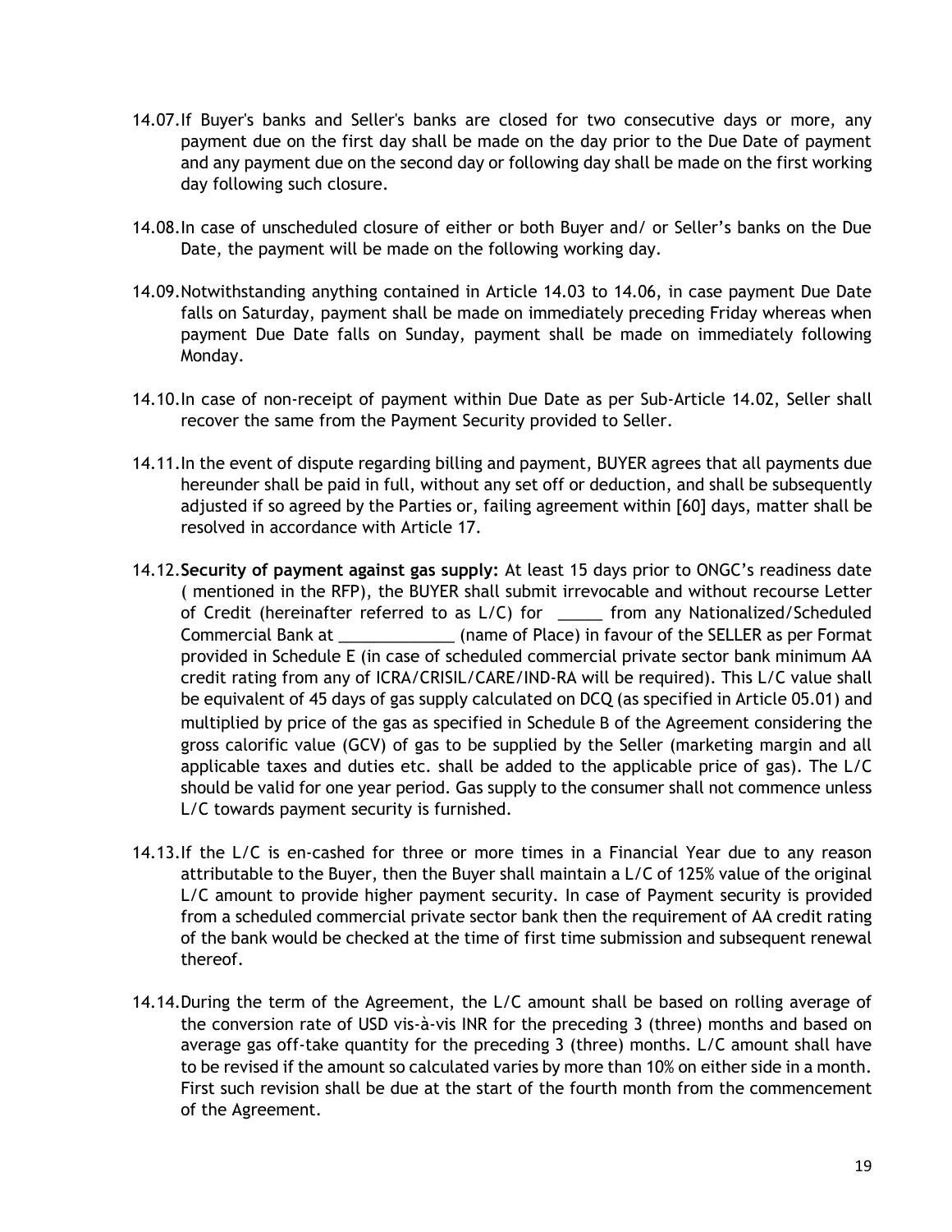14.07. If Buyer's banks and Seller's banks are closed for two consecutive days or more, any payment due on the first day shall be made on the day prior to the Due Date of payment and any payment due on the second day or following day shall be made on the first working day following such closure.

14.08. In case of unscheduled closure of either or both Buyer and/ or Seller's banks on the Due Date, the payment will be made on the following working day.

14.09. Notwithstanding anything contained in Article 14.03 to 14.06, in case payment Due Date falls on Saturday, payment shall be made on immediately preceding Friday whereas when payment Due Date falls on Sunday, payment shall be made on immediately following Monday.

14.10. In case of non-receipt of payment within Due Date as per Sub-Article 14.02, Seller shall recover the same from the Payment Security provided to Seller.

14.11. In the event of dispute regarding billing and payment, BUYER agrees that all payments due hereunder shall be paid in full, without any set off or deduction, and shall be subsequently adjusted if so agreed by the Parties or, failing agreement within [60] days, matter shall be resolved in accordance with Article 17.

14.12. **Security of payment against gas supply:** At least 15 days prior to ONGC's readiness date ( mentioned in the RFP), the BUYER shall submit irrevocable and without recourse Letter of Credit (hereinafter referred to as L/C) for _____ from any Nationalized/Scheduled Commercial Bank at _____________ (name of Place) in favour of the SELLER as per Format provided in Schedule E (in case of scheduled commercial private sector bank minimum AA credit rating from any of ICRA/CRISIL/CARE/IND-RA will be required). This L/C value shall be equivalent of 45 days of gas supply calculated on DCQ (as specified in Article 05.01) and multiplied by price of the gas as specified in Schedule B of the Agreement considering the gross calorific value (GCV) of gas to be supplied by the Seller (marketing margin and all applicable taxes and duties etc. shall be added to the applicable price of gas). The L/C should be valid for one year period. Gas supply to the consumer shall not commence unless L/C towards payment security is furnished.

14.13. If the L/C is en-cashed for three or more times in a Financial Year due to any reason attributable to the Buyer, then the Buyer shall maintain a L/C of 125% value of the original L/C amount to provide higher payment security. In case of Payment security is provided from a scheduled commercial private sector bank then the requirement of AA credit rating of the bank would be checked at the time of first time submission and subsequent renewal thereof.

14.14. During the term of the Agreement, the L/C amount shall be based on rolling average of the conversion rate of USD vis-à-vis INR for the preceding 3 (three) months and based on average gas off-take quantity for the preceding 3 (three) months. L/C amount shall have to be revised if the amount so calculated varies by more than 10% on either side in a month. First such revision shall be due at the start of the fourth month from the commencement of the Agreement.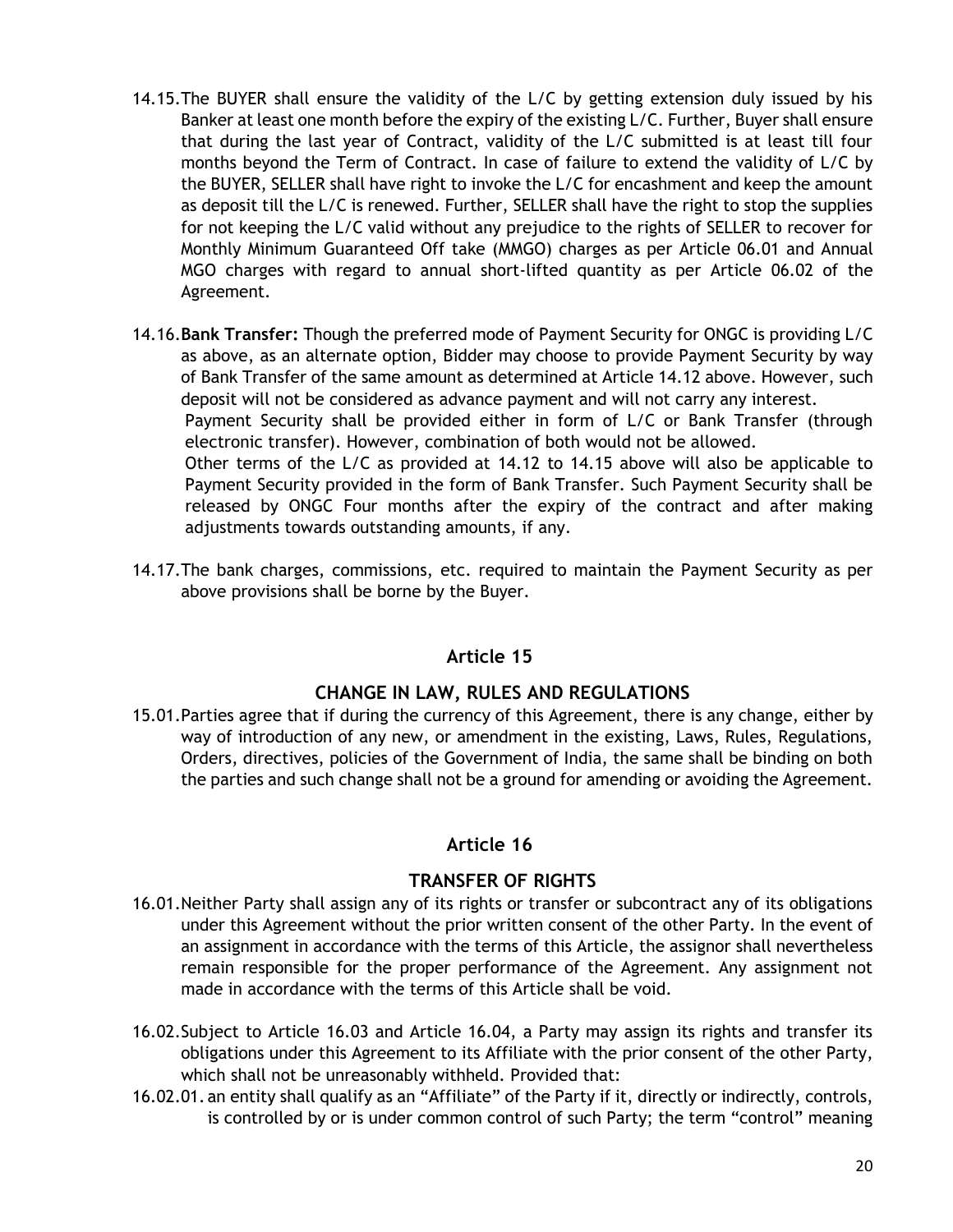14.15. The BUYER shall ensure the validity of the L/C by getting extension duly issued by his Banker at least one month before the expiry of the existing L/C. Further, Buyer shall ensure that during the last year of Contract, validity of the L/C submitted is at least till four months beyond the Term of Contract. In case of failure to extend the validity of L/C by the BUYER, SELLER shall have right to invoke the L/C for encashment and keep the amount as deposit till the L/C is renewed. Further, SELLER shall have the right to stop the supplies for not keeping the L/C valid without any prejudice to the rights of SELLER to recover for Monthly Minimum Guaranteed Off take (MMGO) charges as per Article 06.01 and Annual MGO charges with regard to annual short-lifted quantity as per Article 06.02 of the Agreement.

14.16. **Bank Transfer:** Though the preferred mode of Payment Security for ONGC is providing L/C as above, as an alternate option, Bidder may choose to provide Payment Security by way of Bank Transfer of the same amount as determined at Article 14.12 above. However, such deposit will not be considered as advance payment and will not carry any interest.

Payment Security shall be provided either in form of L/C or Bank Transfer (through electronic transfer). However, combination of both would not be allowed.

Other terms of the L/C as provided at 14.12 to 14.15 above will also be applicable to Payment Security provided in the form of Bank Transfer. Such Payment Security shall be released by ONGC Four months after the expiry of the contract and after making adjustments towards outstanding amounts, if any.

14.17. The bank charges, commissions, etc. required to maintain the Payment Security as per above provisions shall be borne by the Buyer.

## Article 15

### CHANGE IN LAW, RULES AND REGULATIONS

15.01. Parties agree that if during the currency of this Agreement, there is any change, either by way of introduction of any new, or amendment in the existing, Laws, Rules, Regulations, Orders, directives, policies of the Government of India, the same shall be binding on both the parties and such change shall not be a ground for amending or avoiding the Agreement.

## Article 16

### TRANSFER OF RIGHTS

16.01. Neither Party shall assign any of its rights or transfer or subcontract any of its obligations under this Agreement without the prior written consent of the other Party. In the event of an assignment in accordance with the terms of this Article, the assignor shall nevertheless remain responsible for the proper performance of the Agreement. Any assignment not made in accordance with the terms of this Article shall be void.

16.02. Subject to Article 16.03 and Article 16.04, a Party may assign its rights and transfer its obligations under this Agreement to its Affiliate with the prior consent of the other Party, which shall not be unreasonably withheld. Provided that:

16.02.01. an entity shall qualify as an "Affiliate" of the Party if it, directly or indirectly, controls, is controlled by or is under common control of such Party; the term "control" meaning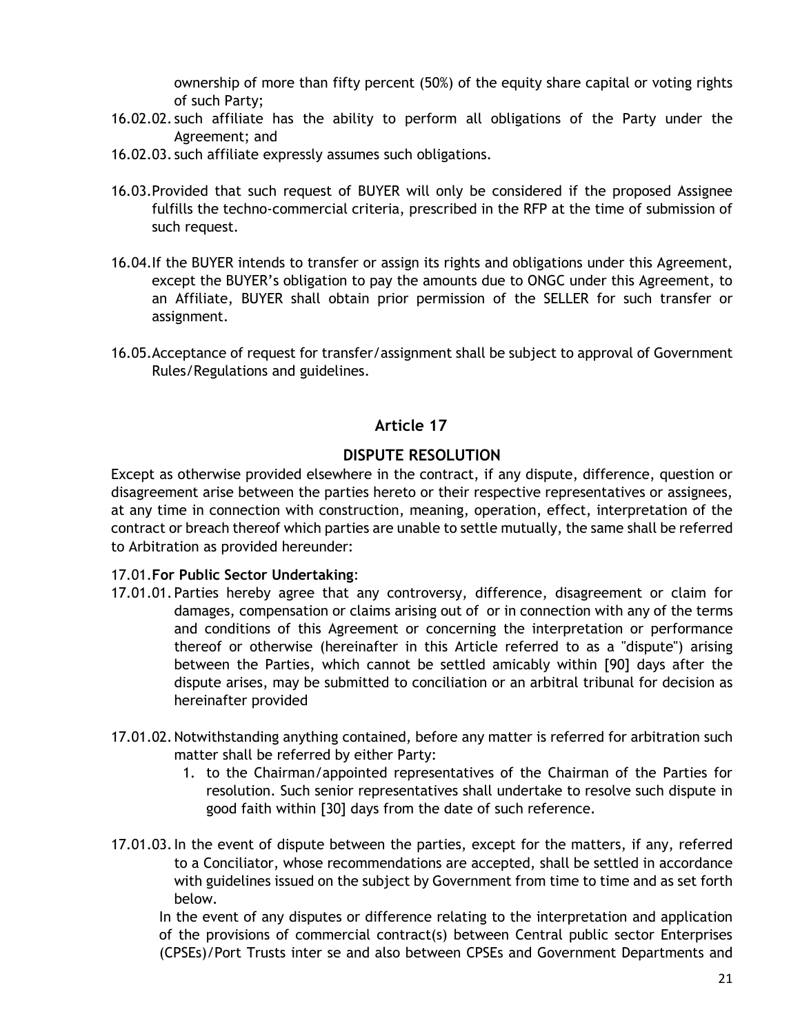ownership of more than fifty percent (50%) of the equity share capital or voting rights of such Party;

16.02.02. such affiliate has the ability to perform all obligations of the Party under the Agreement; and

16.02.03. such affiliate expressly assumes such obligations.

16.03. Provided that such request of BUYER will only be considered if the proposed Assignee fulfills the techno-commercial criteria, prescribed in the RFP at the time of submission of such request.

16.04. If the BUYER intends to transfer or assign its rights and obligations under this Agreement, except the BUYER's obligation to pay the amounts due to ONGC under this Agreement, to an Affiliate, BUYER shall obtain prior permission of the SELLER for such transfer or assignment.

16.05. Acceptance of request for transfer/assignment shall be subject to approval of Government Rules/Regulations and guidelines.

## Article 17

## DISPUTE RESOLUTION

Except as otherwise provided elsewhere in the contract, if any dispute, difference, question or disagreement arise between the parties hereto or their respective representatives or assignees, at any time in connection with construction, meaning, operation, effect, interpretation of the contract or breach thereof which parties are unable to settle mutually, the same shall be referred to Arbitration as provided hereunder:

17.01. **For Public Sector Undertaking**:

17.01.01. Parties hereby agree that any controversy, difference, disagreement or claim for damages, compensation or claims arising out of or in connection with any of the terms and conditions of this Agreement or concerning the interpretation or performance thereof or otherwise (hereinafter in this Article referred to as a "dispute") arising between the Parties, which cannot be settled amicably within [90] days after the dispute arises, may be submitted to conciliation or an arbitral tribunal for decision as hereinafter provided

17.01.02. Notwithstanding anything contained, before any matter is referred for arbitration such matter shall be referred by either Party:

1. to the Chairman/appointed representatives of the Chairman of the Parties for resolution. Such senior representatives shall undertake to resolve such dispute in good faith within [30] days from the date of such reference.

17.01.03. In the event of dispute between the parties, except for the matters, if any, referred to a Conciliator, whose recommendations are accepted, shall be settled in accordance with guidelines issued on the subject by Government from time to time and as set forth below.

In the event of any disputes or difference relating to the interpretation and application of the provisions of commercial contract(s) between Central public sector Enterprises (CPSEs)/Port Trusts inter se and also between CPSEs and Government Departments and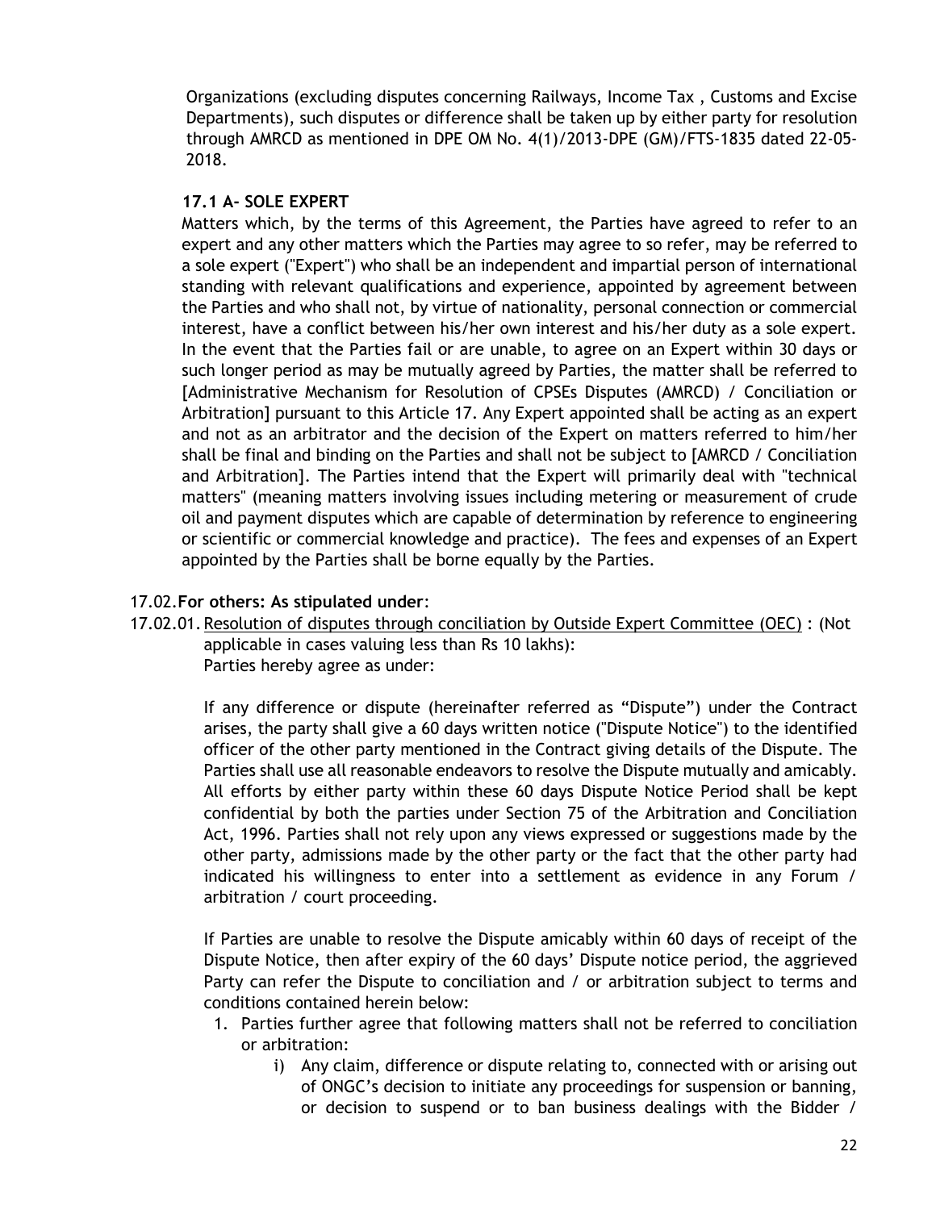Organizations (excluding disputes concerning Railways, Income Tax , Customs and Excise Departments), such disputes or difference shall be taken up by either party for resolution through AMRCD as mentioned in DPE OM No. 4(1)/2013-DPE (GM)/FTS-1835 dated 22-05-2018.

### 17.1 A- SOLE EXPERT

Matters which, by the terms of this Agreement, the Parties have agreed to refer to an expert and any other matters which the Parties may agree to so refer, may be referred to a sole expert ("Expert") who shall be an independent and impartial person of international standing with relevant qualifications and experience, appointed by agreement between the Parties and who shall not, by virtue of nationality, personal connection or commercial interest, have a conflict between his/her own interest and his/her duty as a sole expert. In the event that the Parties fail or are unable, to agree on an Expert within 30 days or such longer period as may be mutually agreed by Parties, the matter shall be referred to [Administrative Mechanism for Resolution of CPSEs Disputes (AMRCD) / Conciliation or Arbitration] pursuant to this Article 17. Any Expert appointed shall be acting as an expert and not as an arbitrator and the decision of the Expert on matters referred to him/her shall be final and binding on the Parties and shall not be subject to [AMRCD / Conciliation and Arbitration]. The Parties intend that the Expert will primarily deal with "technical matters" (meaning matters involving issues including metering or measurement of crude oil and payment disputes which are capable of determination by reference to engineering or scientific or commercial knowledge and practice). The fees and expenses of an Expert appointed by the Parties shall be borne equally by the Parties.

17.02. **For others: As stipulated under**:

17.02.01. <u>Resolution of disputes through conciliation by Outside Expert Committee (OEC)</u> : (Not applicable in cases valuing less than Rs 10 lakhs):
Parties hereby agree as under:

If any difference or dispute (hereinafter referred as “Dispute”) under the Contract arises, the party shall give a 60 days written notice ("Dispute Notice") to the identified officer of the other party mentioned in the Contract giving details of the Dispute. The Parties shall use all reasonable endeavors to resolve the Dispute mutually and amicably. All efforts by either party within these 60 days Dispute Notice Period shall be kept confidential by both the parties under Section 75 of the Arbitration and Conciliation Act, 1996. Parties shall not rely upon any views expressed or suggestions made by the other party, admissions made by the other party or the fact that the other party had indicated his willingness to enter into a settlement as evidence in any Forum / arbitration / court proceeding.

If Parties are unable to resolve the Dispute amicably within 60 days of receipt of the Dispute Notice, then after expiry of the 60 days’ Dispute notice period, the aggrieved Party can refer the Dispute to conciliation and / or arbitration subject to terms and conditions contained herein below:

1. Parties further agree that following matters shall not be referred to conciliation or arbitration:
   i) Any claim, difference or dispute relating to, connected with or arising out of ONGC’s decision to initiate any proceedings for suspension or banning, or decision to suspend or to ban business dealings with the Bidder /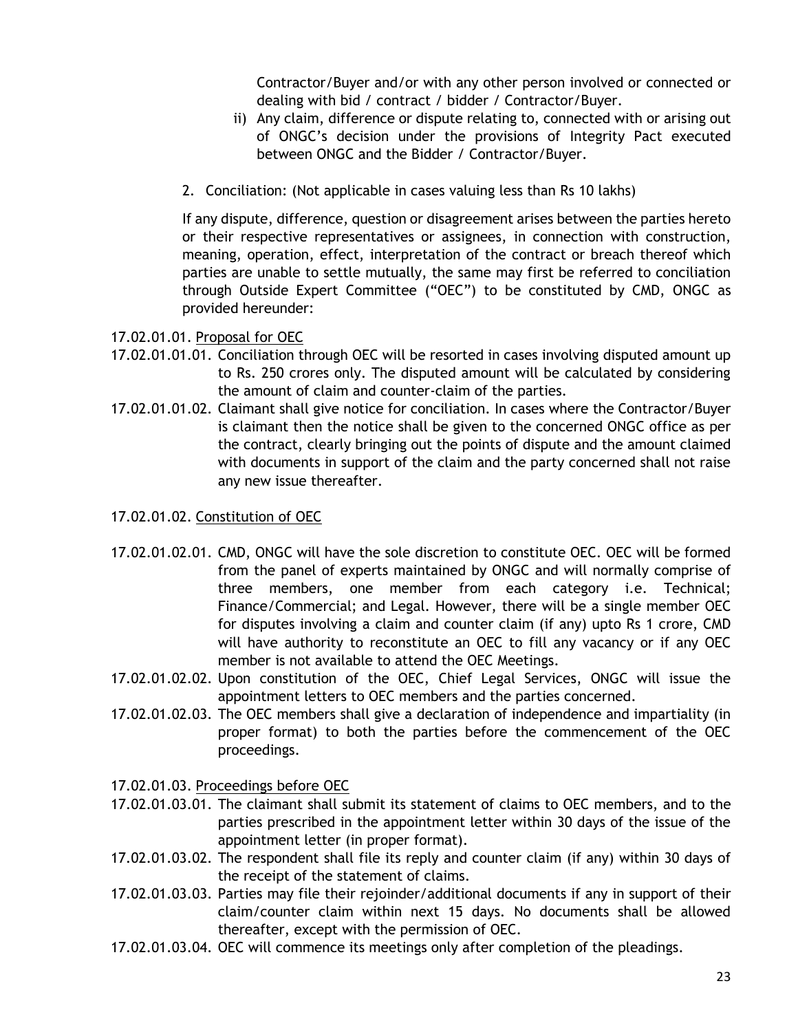Contractor/Buyer and/or with any other person involved or connected or dealing with bid / contract / bidder / Contractor/Buyer.

ii) Any claim, difference or dispute relating to, connected with or arising out of ONGC's decision under the provisions of Integrity Pact executed between ONGC and the Bidder / Contractor/Buyer.

2. Conciliation: (Not applicable in cases valuing less than Rs 10 lakhs)

If any dispute, difference, question or disagreement arises between the parties hereto or their respective representatives or assignees, in connection with construction, meaning, operation, effect, interpretation of the contract or breach thereof which parties are unable to settle mutually, the same may first be referred to conciliation through Outside Expert Committee ("OEC") to be constituted by CMD, ONGC as provided hereunder:

17.02.01.01. Proposal for OEC

17.02.01.01.01. Conciliation through OEC will be resorted in cases involving disputed amount up to Rs. 250 crores only. The disputed amount will be calculated by considering the amount of claim and counter-claim of the parties.

17.02.01.01.02. Claimant shall give notice for conciliation. In cases where the Contractor/Buyer is claimant then the notice shall be given to the concerned ONGC office as per the contract, clearly bringing out the points of dispute and the amount claimed with documents in support of the claim and the party concerned shall not raise any new issue thereafter.

17.02.01.02. Constitution of OEC

17.02.01.02.01. CMD, ONGC will have the sole discretion to constitute OEC. OEC will be formed from the panel of experts maintained by ONGC and will normally comprise of three members, one member from each category i.e. Technical; Finance/Commercial; and Legal. However, there will be a single member OEC for disputes involving a claim and counter claim (if any) upto Rs 1 crore, CMD will have authority to reconstitute an OEC to fill any vacancy or if any OEC member is not available to attend the OEC Meetings.

17.02.01.02.02. Upon constitution of the OEC, Chief Legal Services, ONGC will issue the appointment letters to OEC members and the parties concerned.

17.02.01.02.03. The OEC members shall give a declaration of independence and impartiality (in proper format) to both the parties before the commencement of the OEC proceedings.

17.02.01.03. Proceedings before OEC

17.02.01.03.01. The claimant shall submit its statement of claims to OEC members, and to the parties prescribed in the appointment letter within 30 days of the issue of the appointment letter (in proper format).

17.02.01.03.02. The respondent shall file its reply and counter claim (if any) within 30 days of the receipt of the statement of claims.

17.02.01.03.03. Parties may file their rejoinder/additional documents if any in support of their claim/counter claim within next 15 days. No documents shall be allowed thereafter, except with the permission of OEC.

17.02.01.03.04. OEC will commence its meetings only after completion of the pleadings.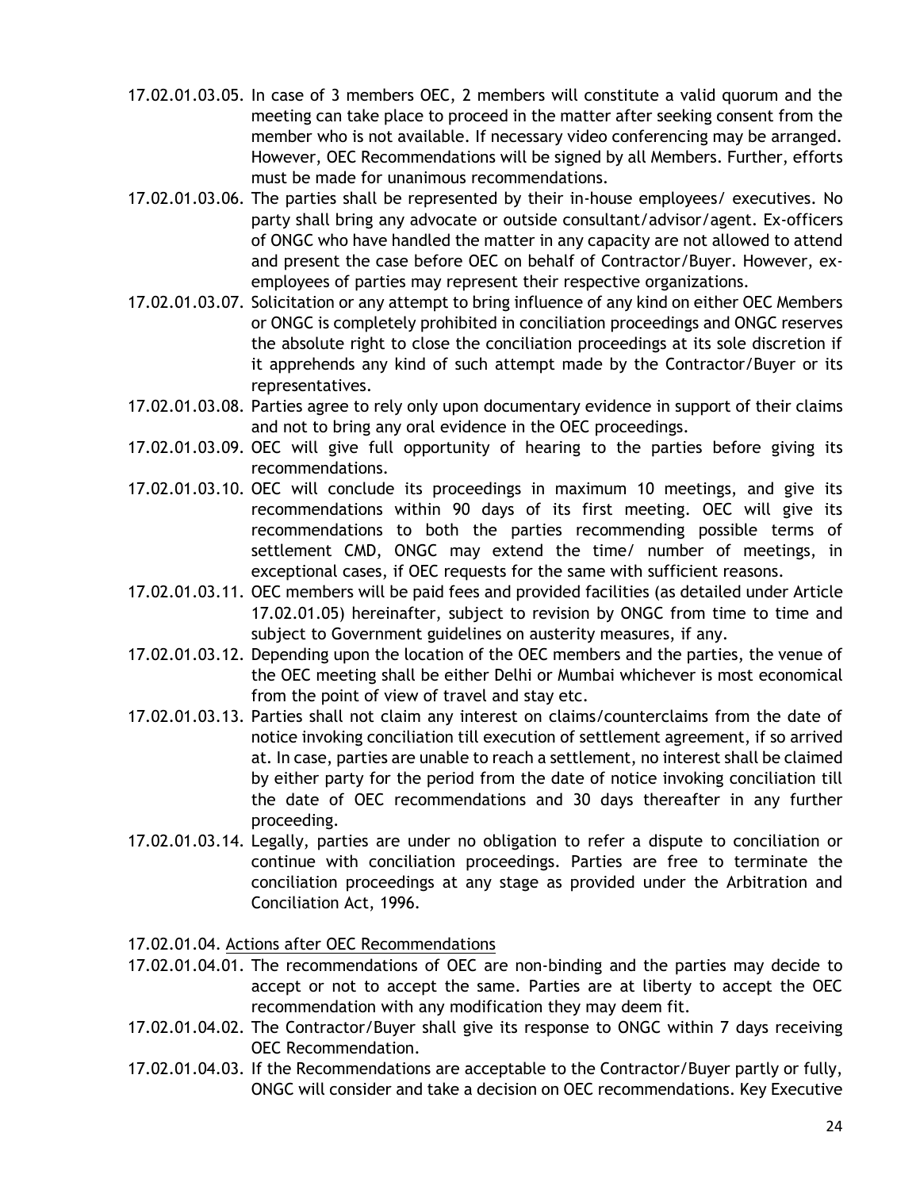17.02.01.03.05. In case of 3 members OEC, 2 members will constitute a valid quorum and the meeting can take place to proceed in the matter after seeking consent from the member who is not available. If necessary video conferencing may be arranged. However, OEC Recommendations will be signed by all Members. Further, efforts must be made for unanimous recommendations.

17.02.01.03.06. The parties shall be represented by their in-house employees/ executives. No party shall bring any advocate or outside consultant/advisor/agent. Ex-officers of ONGC who have handled the matter in any capacity are not allowed to attend and present the case before OEC on behalf of Contractor/Buyer. However, ex-employees of parties may represent their respective organizations.

17.02.01.03.07. Solicitation or any attempt to bring influence of any kind on either OEC Members or ONGC is completely prohibited in conciliation proceedings and ONGC reserves the absolute right to close the conciliation proceedings at its sole discretion if it apprehends any kind of such attempt made by the Contractor/Buyer or its representatives.

17.02.01.03.08. Parties agree to rely only upon documentary evidence in support of their claims and not to bring any oral evidence in the OEC proceedings.

17.02.01.03.09. OEC will give full opportunity of hearing to the parties before giving its recommendations.

17.02.01.03.10. OEC will conclude its proceedings in maximum 10 meetings, and give its recommendations within 90 days of its first meeting. OEC will give its recommendations to both the parties recommending possible terms of settlement CMD, ONGC may extend the time/ number of meetings, in exceptional cases, if OEC requests for the same with sufficient reasons.

17.02.01.03.11. OEC members will be paid fees and provided facilities (as detailed under Article 17.02.01.05) hereinafter, subject to revision by ONGC from time to time and subject to Government guidelines on austerity measures, if any.

17.02.01.03.12. Depending upon the location of the OEC members and the parties, the venue of the OEC meeting shall be either Delhi or Mumbai whichever is most economical from the point of view of travel and stay etc.

17.02.01.03.13. Parties shall not claim any interest on claims/counterclaims from the date of notice invoking conciliation till execution of settlement agreement, if so arrived at. In case, parties are unable to reach a settlement, no interest shall be claimed by either party for the period from the date of notice invoking conciliation till the date of OEC recommendations and 30 days thereafter in any further proceeding.

17.02.01.03.14. Legally, parties are under no obligation to refer a dispute to conciliation or continue with conciliation proceedings. Parties are free to terminate the conciliation proceedings at any stage as provided under the Arbitration and Conciliation Act, 1996.

17.02.01.04. Actions after OEC Recommendations

17.02.01.04.01. The recommendations of OEC are non-binding and the parties may decide to accept or not to accept the same. Parties are at liberty to accept the OEC recommendation with any modification they may deem fit.

17.02.01.04.02. The Contractor/Buyer shall give its response to ONGC within 7 days receiving OEC Recommendation.

17.02.01.04.03. If the Recommendations are acceptable to the Contractor/Buyer partly or fully, ONGC will consider and take a decision on OEC recommendations. Key Executive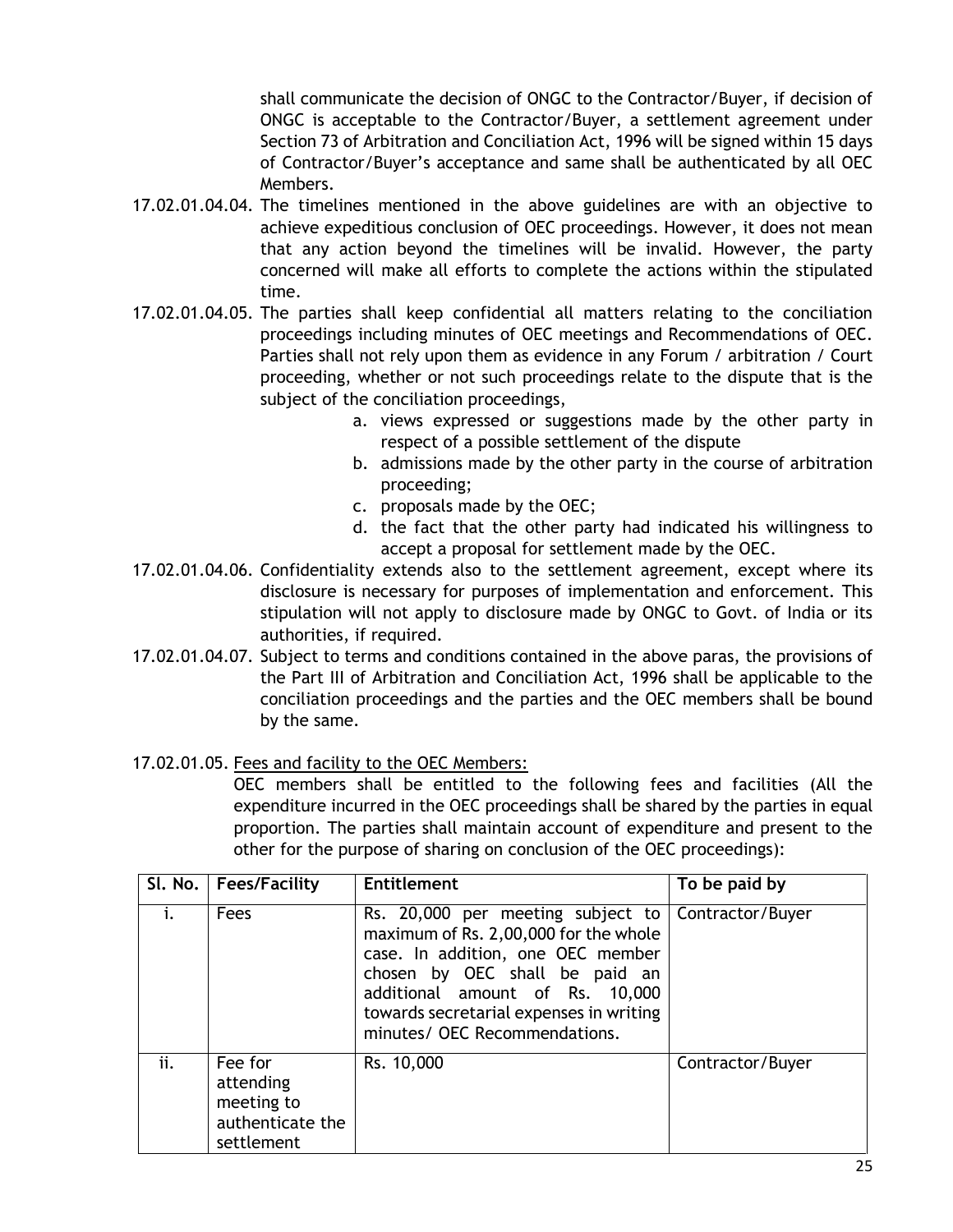shall communicate the decision of ONGC to the Contractor/Buyer, if decision of ONGC is acceptable to the Contractor/Buyer, a settlement agreement under Section 73 of Arbitration and Conciliation Act, 1996 will be signed within 15 days of Contractor/Buyer's acceptance and same shall be authenticated by all OEC Members.

17.02.01.04.04. The timelines mentioned in the above guidelines are with an objective to achieve expeditious conclusion of OEC proceedings. However, it does not mean that any action beyond the timelines will be invalid. However, the party concerned will make all efforts to complete the actions within the stipulated time.

17.02.01.04.05. The parties shall keep confidential all matters relating to the conciliation proceedings including minutes of OEC meetings and Recommendations of OEC. Parties shall not rely upon them as evidence in any Forum / arbitration / Court proceeding, whether or not such proceedings relate to the dispute that is the subject of the conciliation proceedings,

a. views expressed or suggestions made by the other party in respect of a possible settlement of the dispute
b. admissions made by the other party in the course of arbitration proceeding;
c. proposals made by the OEC;
d. the fact that the other party had indicated his willingness to accept a proposal for settlement made by the OEC.

17.02.01.04.06. Confidentiality extends also to the settlement agreement, except where its disclosure is necessary for purposes of implementation and enforcement. This stipulation will not apply to disclosure made by ONGC to Govt. of India or its authorities, if required.

17.02.01.04.07. Subject to terms and conditions contained in the above paras, the provisions of the Part III of Arbitration and Conciliation Act, 1996 shall be applicable to the conciliation proceedings and the parties and the OEC members shall be bound by the same.

17.02.01.05. Fees and facility to the OEC Members:

OEC members shall be entitled to the following fees and facilities (All the expenditure incurred in the OEC proceedings shall be shared by the parties in equal proportion. The parties shall maintain account of expenditure and present to the other for the purpose of sharing on conclusion of the OEC proceedings):

| Sl. No. | Fees/Facility | Entitlement | To be paid by |
|---|---|---|---|
| i. | Fees | Rs. 20,000 per meeting subject to maximum of Rs. 2,00,000 for the whole case. In addition, one OEC member chosen by OEC shall be paid an additional amount of Rs. 10,000 towards secretarial expenses in writing minutes/ OEC Recommendations. | Contractor/Buyer |
| ii. | Fee for attending meeting to authenticate the settlement | Rs. 10,000 | Contractor/Buyer |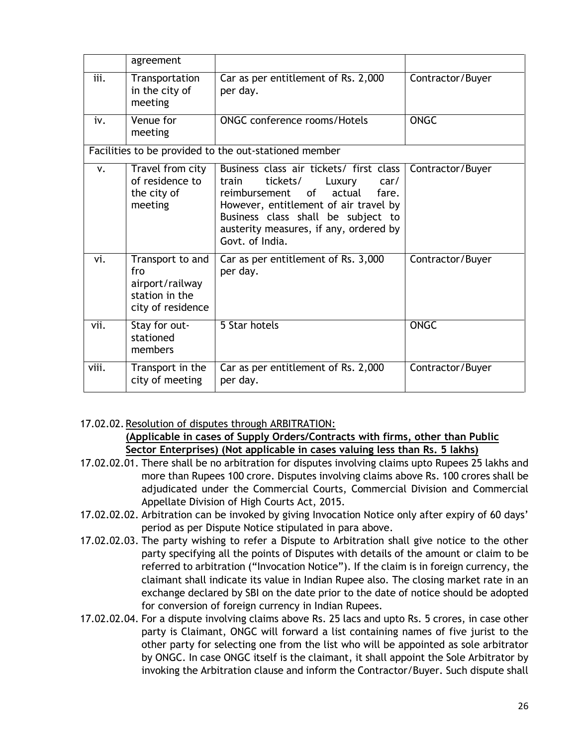| | | | |
|---|---|---|---|
| | agreement | | |
| iii. | Transportation in the city of meeting | Car as per entitlement of Rs. 2,000 per day. | Contractor/Buyer |
| iv. | Venue for meeting | ONGC conference rooms/Hotels | ONGC |
| Facilities to be provided to the out-stationed member | | | |
| v. | Travel from city of residence to the city of meeting | Business class air tickets/ first class train tickets/ Luxury car/ reimbursement of actual fare. However, entitlement of air travel by Business class shall be subject to austerity measures, if any, ordered by Govt. of India. | Contractor/Buyer |
| vi. | Transport to and fro airport/railway station in the city of residence | Car as per entitlement of Rs. 3,000 per day. | Contractor/Buyer |
| vii. | Stay for out-stationed members | 5 Star hotels | ONGC |
| viii. | Transport in the city of meeting | Car as per entitlement of Rs. 2,000 per day. | Contractor/Buyer |

17.02.02. Resolution of disputes through ARBITRATION:
**(Applicable in cases of Supply Orders/Contracts with firms, other than Public Sector Enterprises) (Not applicable in cases valuing less than Rs. 5 lakhs)**

17.02.02.01. There shall be no arbitration for disputes involving claims upto Rupees 25 lakhs and more than Rupees 100 crore. Disputes involving claims above Rs. 100 crores shall be adjudicated under the Commercial Courts, Commercial Division and Commercial Appellate Division of High Courts Act, 2015.

17.02.02.02. Arbitration can be invoked by giving Invocation Notice only after expiry of 60 days' period as per Dispute Notice stipulated in para above.

17.02.02.03. The party wishing to refer a Dispute to Arbitration shall give notice to the other party specifying all the points of Disputes with details of the amount or claim to be referred to arbitration ("Invocation Notice"). If the claim is in foreign currency, the claimant shall indicate its value in Indian Rupee also. The closing market rate in an exchange declared by SBI on the date prior to the date of notice should be adopted for conversion of foreign currency in Indian Rupees.

17.02.02.04. For a dispute involving claims above Rs. 25 lacs and upto Rs. 5 crores, in case other party is Claimant, ONGC will forward a list containing names of five jurist to the other party for selecting one from the list who will be appointed as sole arbitrator by ONGC. In case ONGC itself is the claimant, it shall appoint the Sole Arbitrator by invoking the Arbitration clause and inform the Contractor/Buyer. Such dispute shall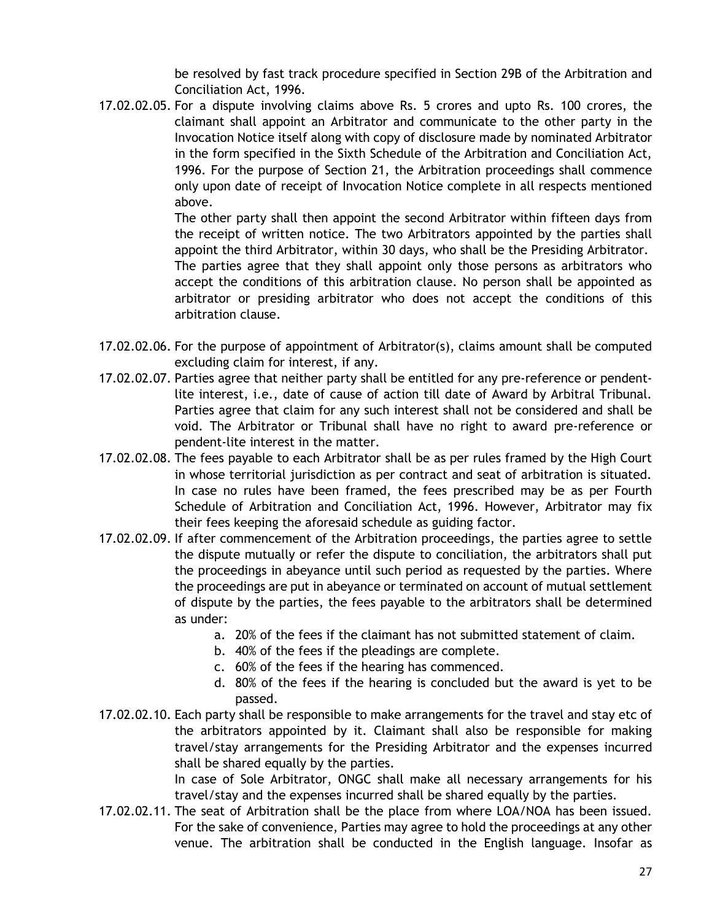be resolved by fast track procedure specified in Section 29B of the Arbitration and Conciliation Act, 1996.

17.02.02.05. For a dispute involving claims above Rs. 5 crores and upto Rs. 100 crores, the claimant shall appoint an Arbitrator and communicate to the other party in the Invocation Notice itself along with copy of disclosure made by nominated Arbitrator in the form specified in the Sixth Schedule of the Arbitration and Conciliation Act, 1996. For the purpose of Section 21, the Arbitration proceedings shall commence only upon date of receipt of Invocation Notice complete in all respects mentioned above.

The other party shall then appoint the second Arbitrator within fifteen days from the receipt of written notice. The two Arbitrators appointed by the parties shall appoint the third Arbitrator, within 30 days, who shall be the Presiding Arbitrator. The parties agree that they shall appoint only those persons as arbitrators who accept the conditions of this arbitration clause. No person shall be appointed as arbitrator or presiding arbitrator who does not accept the conditions of this arbitration clause.

17.02.02.06. For the purpose of appointment of Arbitrator(s), claims amount shall be computed excluding claim for interest, if any.

17.02.02.07. Parties agree that neither party shall be entitled for any pre-reference or pendent-lite interest, i.e., date of cause of action till date of Award by Arbitral Tribunal. Parties agree that claim for any such interest shall not be considered and shall be void. The Arbitrator or Tribunal shall have no right to award pre-reference or pendent-lite interest in the matter.

17.02.02.08. The fees payable to each Arbitrator shall be as per rules framed by the High Court in whose territorial jurisdiction as per contract and seat of arbitration is situated. In case no rules have been framed, the fees prescribed may be as per Fourth Schedule of Arbitration and Conciliation Act, 1996. However, Arbitrator may fix their fees keeping the aforesaid schedule as guiding factor.

17.02.02.09. If after commencement of the Arbitration proceedings, the parties agree to settle the dispute mutually or refer the dispute to conciliation, the arbitrators shall put the proceedings in abeyance until such period as requested by the parties. Where the proceedings are put in abeyance or terminated on account of mutual settlement of dispute by the parties, the fees payable to the arbitrators shall be determined as under:

a. 20% of the fees if the claimant has not submitted statement of claim.
b. 40% of the fees if the pleadings are complete.
c. 60% of the fees if the hearing has commenced.
d. 80% of the fees if the hearing is concluded but the award is yet to be passed.

17.02.02.10. Each party shall be responsible to make arrangements for the travel and stay etc of the arbitrators appointed by it. Claimant shall also be responsible for making travel/stay arrangements for the Presiding Arbitrator and the expenses incurred shall be shared equally by the parties.

In case of Sole Arbitrator, ONGC shall make all necessary arrangements for his travel/stay and the expenses incurred shall be shared equally by the parties.

17.02.02.11. The seat of Arbitration shall be the place from where LOA/NOA has been issued. For the sake of convenience, Parties may agree to hold the proceedings at any other venue. The arbitration shall be conducted in the English language. Insofar as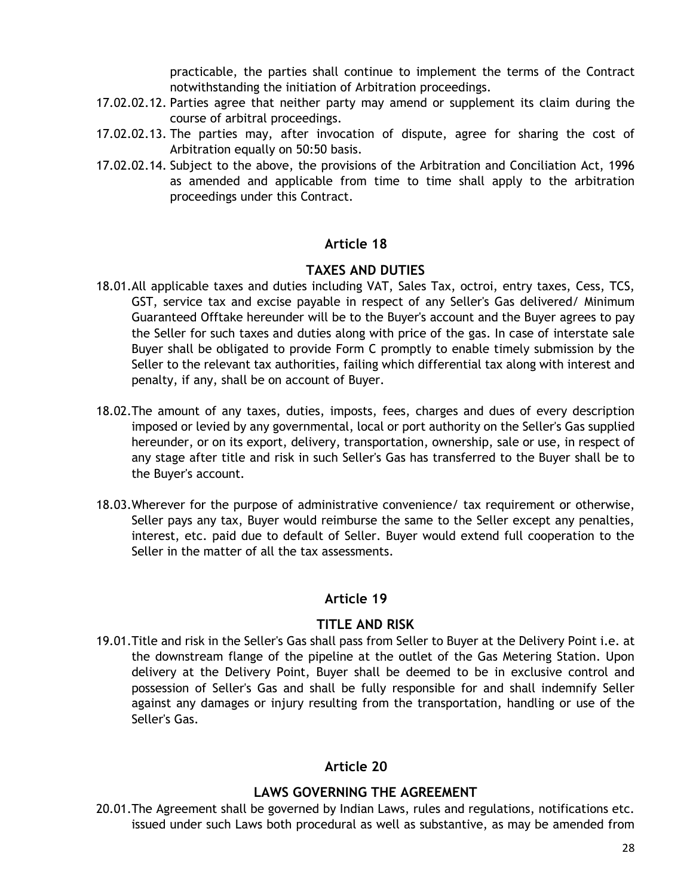practicable, the parties shall continue to implement the terms of the Contract notwithstanding the initiation of Arbitration proceedings.

17.02.02.12. Parties agree that neither party may amend or supplement its claim during the course of arbitral proceedings.

17.02.02.13. The parties may, after invocation of dispute, agree for sharing the cost of Arbitration equally on 50:50 basis.

17.02.02.14. Subject to the above, the provisions of the Arbitration and Conciliation Act, 1996 as amended and applicable from time to time shall apply to the arbitration proceedings under this Contract.

## Article 18

### TAXES AND DUTIES

18.01. All applicable taxes and duties including VAT, Sales Tax, octroi, entry taxes, Cess, TCS, GST, service tax and excise payable in respect of any Seller's Gas delivered/ Minimum Guaranteed Offtake hereunder will be to the Buyer's account and the Buyer agrees to pay the Seller for such taxes and duties along with price of the gas. In case of interstate sale Buyer shall be obligated to provide Form C promptly to enable timely submission by the Seller to the relevant tax authorities, failing which differential tax along with interest and penalty, if any, shall be on account of Buyer.

18.02. The amount of any taxes, duties, imposts, fees, charges and dues of every description imposed or levied by any governmental, local or port authority on the Seller's Gas supplied hereunder, or on its export, delivery, transportation, ownership, sale or use, in respect of any stage after title and risk in such Seller's Gas has transferred to the Buyer shall be to the Buyer's account.

18.03. Wherever for the purpose of administrative convenience/ tax requirement or otherwise, Seller pays any tax, Buyer would reimburse the same to the Seller except any penalties, interest, etc. paid due to default of Seller. Buyer would extend full cooperation to the Seller in the matter of all the tax assessments.

## Article 19

### TITLE AND RISK

19.01. Title and risk in the Seller's Gas shall pass from Seller to Buyer at the Delivery Point i.e. at the downstream flange of the pipeline at the outlet of the Gas Metering Station. Upon delivery at the Delivery Point, Buyer shall be deemed to be in exclusive control and possession of Seller's Gas and shall be fully responsible for and shall indemnify Seller against any damages or injury resulting from the transportation, handling or use of the Seller's Gas.

## Article 20

### LAWS GOVERNING THE AGREEMENT

20.01. The Agreement shall be governed by Indian Laws, rules and regulations, notifications etc. issued under such Laws both procedural as well as substantive, as may be amended from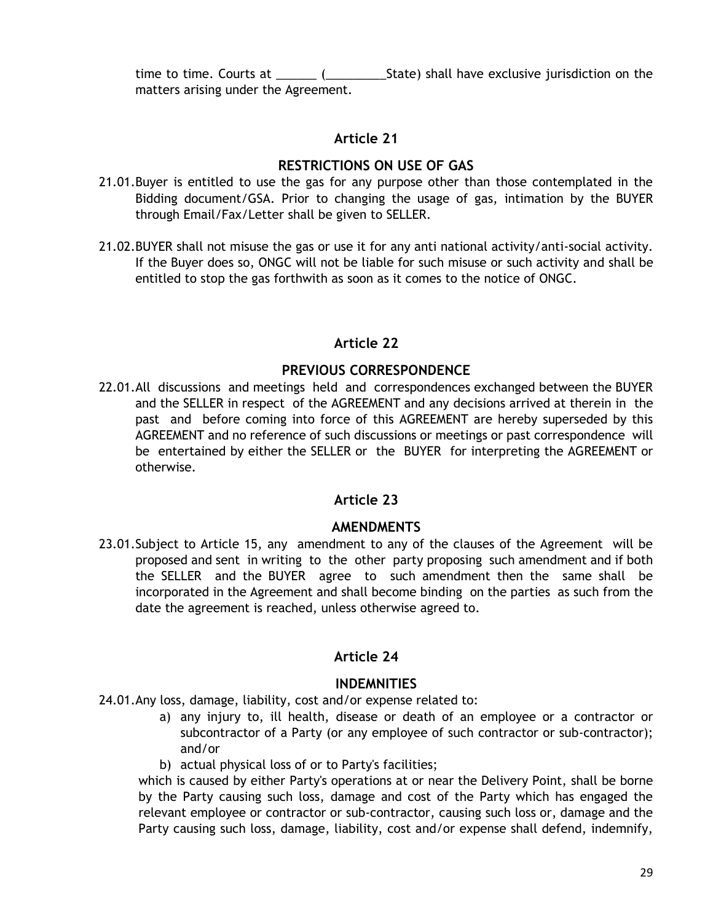time to time. Courts at ______ (_________State) shall have exclusive jurisdiction on the matters arising under the Agreement.

## Article 21

### RESTRICTIONS ON USE OF GAS

21.01. Buyer is entitled to use the gas for any purpose other than those contemplated in the Bidding document/GSA. Prior to changing the usage of gas, intimation by the BUYER through Email/Fax/Letter shall be given to SELLER.

21.02. BUYER shall not misuse the gas or use it for any anti national activity/anti-social activity. If the Buyer does so, ONGC will not be liable for such misuse or such activity and shall be entitled to stop the gas forthwith as soon as it comes to the notice of ONGC.

## Article 22

### PREVIOUS CORRESPONDENCE

22.01. All discussions and meetings held and correspondences exchanged between the BUYER and the SELLER in respect of the AGREEMENT and any decisions arrived at therein in the past and before coming into force of this AGREEMENT are hereby superseded by this AGREEMENT and no reference of such discussions or meetings or past correspondence will be entertained by either the SELLER or the BUYER for interpreting the AGREEMENT or otherwise.

## Article 23

### AMENDMENTS

23.01. Subject to Article 15, any amendment to any of the clauses of the Agreement will be proposed and sent in writing to the other party proposing such amendment and if both the SELLER and the BUYER agree to such amendment then the same shall be incorporated in the Agreement and shall become binding on the parties as such from the date the agreement is reached, unless otherwise agreed to.

## Article 24

### INDEMNITIES

24.01. Any loss, damage, liability, cost and/or expense related to:

a) any injury to, ill health, disease or death of an employee or a contractor or subcontractor of a Party (or any employee of such contractor or sub-contractor); and/or

b) actual physical loss of or to Party's facilities;

which is caused by either Party's operations at or near the Delivery Point, shall be borne by the Party causing such loss, damage and cost of the Party which has engaged the relevant employee or contractor or sub-contractor, causing such loss or, damage and the Party causing such loss, damage, liability, cost and/or expense shall defend, indemnify,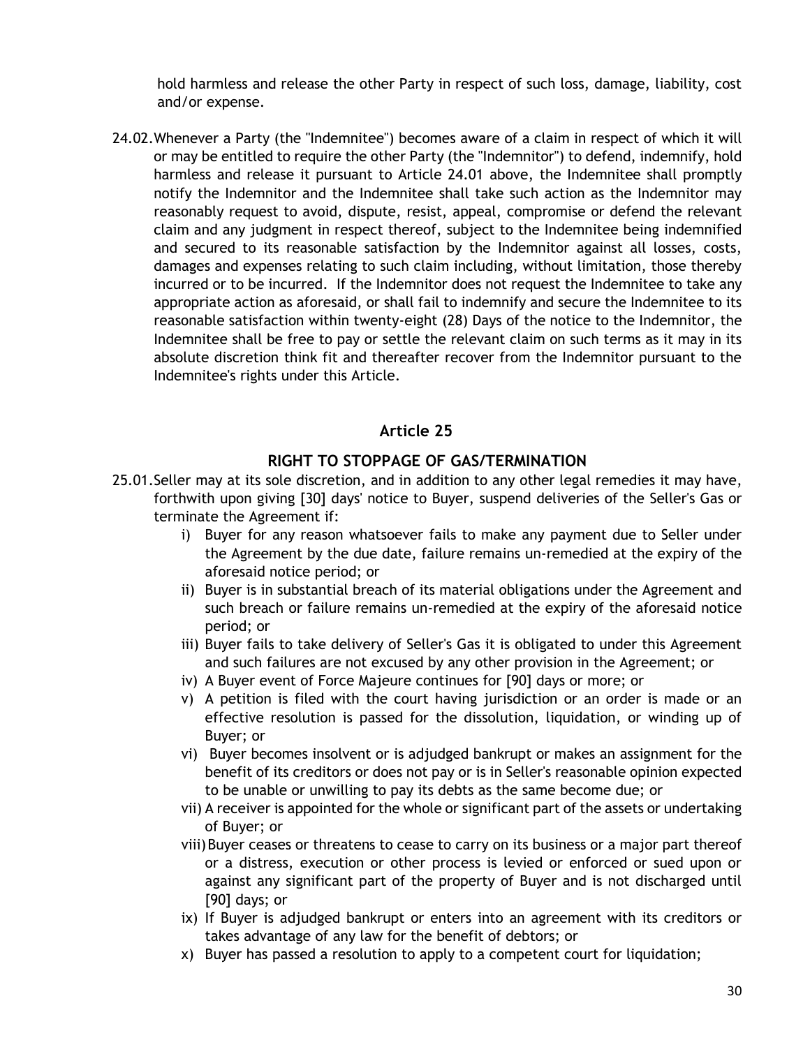hold harmless and release the other Party in respect of such loss, damage, liability, cost and/or expense.

24.02. Whenever a Party (the "Indemnitee") becomes aware of a claim in respect of which it will or may be entitled to require the other Party (the "Indemnitor") to defend, indemnify, hold harmless and release it pursuant to Article 24.01 above, the Indemnitee shall promptly notify the Indemnitor and the Indemnitee shall take such action as the Indemnitor may reasonably request to avoid, dispute, resist, appeal, compromise or defend the relevant claim and any judgment in respect thereof, subject to the Indemnitee being indemnified and secured to its reasonable satisfaction by the Indemnitor against all losses, costs, damages and expenses relating to such claim including, without limitation, those thereby incurred or to be incurred. If the Indemnitor does not request the Indemnitee to take any appropriate action as aforesaid, or shall fail to indemnify and secure the Indemnitee to its reasonable satisfaction within twenty-eight (28) Days of the notice to the Indemnitor, the Indemnitee shall be free to pay or settle the relevant claim on such terms as it may in its absolute discretion think fit and thereafter recover from the Indemnitor pursuant to the Indemnitee's rights under this Article.

## Article 25

### RIGHT TO STOPPAGE OF GAS/TERMINATION

25.01. Seller may at its sole discretion, and in addition to any other legal remedies it may have, forthwith upon giving [30] days' notice to Buyer, suspend deliveries of the Seller's Gas or terminate the Agreement if:

i) Buyer for any reason whatsoever fails to make any payment due to Seller under the Agreement by the due date, failure remains un-remedied at the expiry of the aforesaid notice period; or
ii) Buyer is in substantial breach of its material obligations under the Agreement and such breach or failure remains un-remedied at the expiry of the aforesaid notice period; or
iii) Buyer fails to take delivery of Seller's Gas it is obligated to under this Agreement and such failures are not excused by any other provision in the Agreement; or
iv) A Buyer event of Force Majeure continues for [90] days or more; or
v) A petition is filed with the court having jurisdiction or an order is made or an effective resolution is passed for the dissolution, liquidation, or winding up of Buyer; or
vi) Buyer becomes insolvent or is adjudged bankrupt or makes an assignment for the benefit of its creditors or does not pay or is in Seller's reasonable opinion expected to be unable or unwilling to pay its debts as the same become due; or
vii) A receiver is appointed for the whole or significant part of the assets or undertaking of Buyer; or
viii) Buyer ceases or threatens to cease to carry on its business or a major part thereof or a distress, execution or other process is levied or enforced or sued upon or against any significant part of the property of Buyer and is not discharged until [90] days; or
ix) If Buyer is adjudged bankrupt or enters into an agreement with its creditors or takes advantage of any law for the benefit of debtors; or
x) Buyer has passed a resolution to apply to a competent court for liquidation;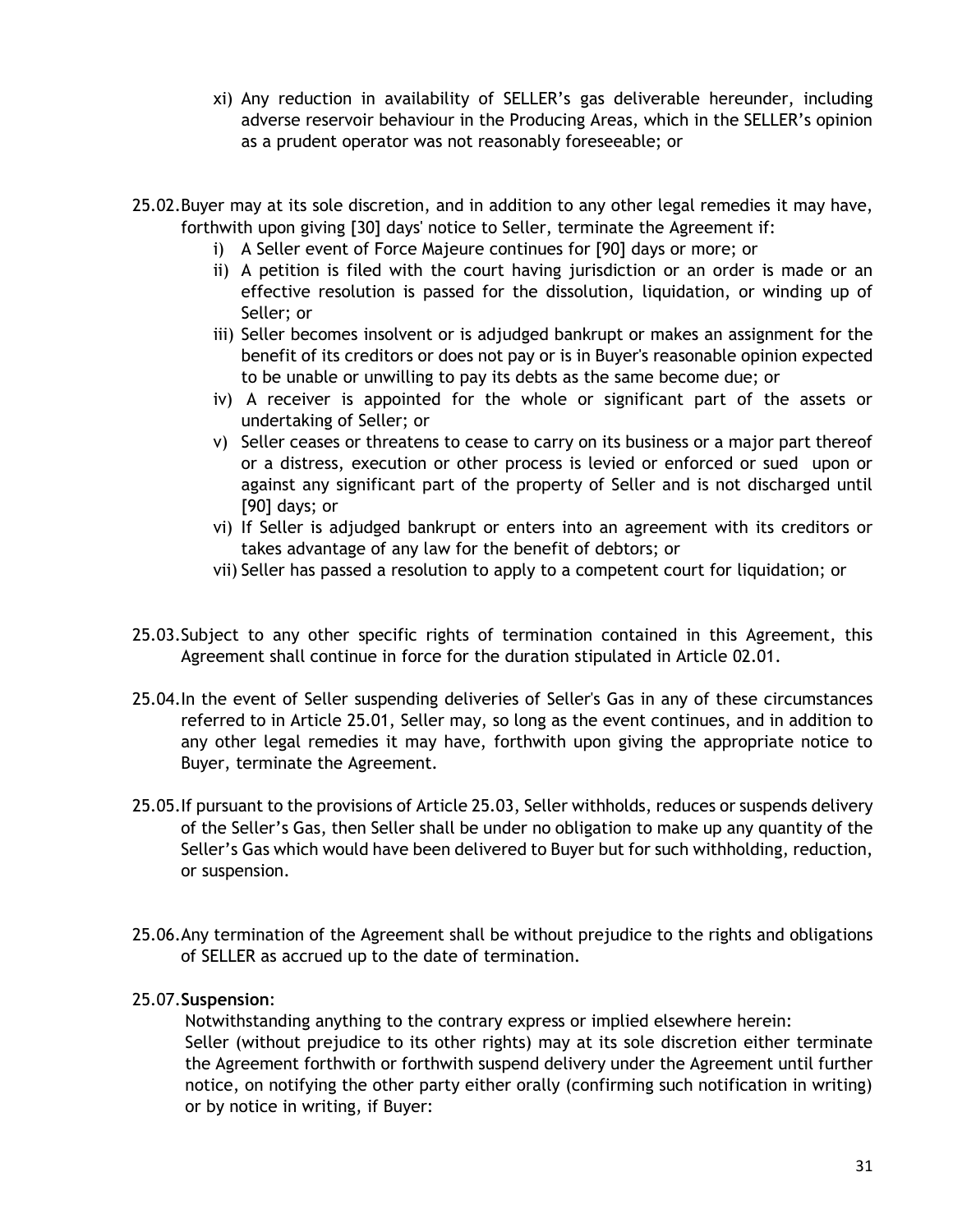xi) Any reduction in availability of SELLER's gas deliverable hereunder, including adverse reservoir behaviour in the Producing Areas, which in the SELLER's opinion as a prudent operator was not reasonably foreseeable; or

25.02.Buyer may at its sole discretion, and in addition to any other legal remedies it may have, forthwith upon giving [30] days' notice to Seller, terminate the Agreement if:

i) A Seller event of Force Majeure continues for [90] days or more; or
ii) A petition is filed with the court having jurisdiction or an order is made or an effective resolution is passed for the dissolution, liquidation, or winding up of Seller; or
iii) Seller becomes insolvent or is adjudged bankrupt or makes an assignment for the benefit of its creditors or does not pay or is in Buyer's reasonable opinion expected to be unable or unwilling to pay its debts as the same become due; or
iv) A receiver is appointed for the whole or significant part of the assets or undertaking of Seller; or
v) Seller ceases or threatens to cease to carry on its business or a major part thereof or a distress, execution or other process is levied or enforced or sued upon or against any significant part of the property of Seller and is not discharged until [90] days; or
vi) If Seller is adjudged bankrupt or enters into an agreement with its creditors or takes advantage of any law for the benefit of debtors; or
vii) Seller has passed a resolution to apply to a competent court for liquidation; or

25.03.Subject to any other specific rights of termination contained in this Agreement, this Agreement shall continue in force for the duration stipulated in Article 02.01.

25.04.In the event of Seller suspending deliveries of Seller's Gas in any of these circumstances referred to in Article 25.01, Seller may, so long as the event continues, and in addition to any other legal remedies it may have, forthwith upon giving the appropriate notice to Buyer, terminate the Agreement.

25.05.If pursuant to the provisions of Article 25.03, Seller withholds, reduces or suspends delivery of the Seller's Gas, then Seller shall be under no obligation to make up any quantity of the Seller's Gas which would have been delivered to Buyer but for such withholding, reduction, or suspension.

25.06.Any termination of the Agreement shall be without prejudice to the rights and obligations of SELLER as accrued up to the date of termination.

25.07.**Suspension**:

Notwithstanding anything to the contrary express or implied elsewhere herein:

Seller (without prejudice to its other rights) may at its sole discretion either terminate the Agreement forthwith or forthwith suspend delivery under the Agreement until further notice, on notifying the other party either orally (confirming such notification in writing) or by notice in writing, if Buyer: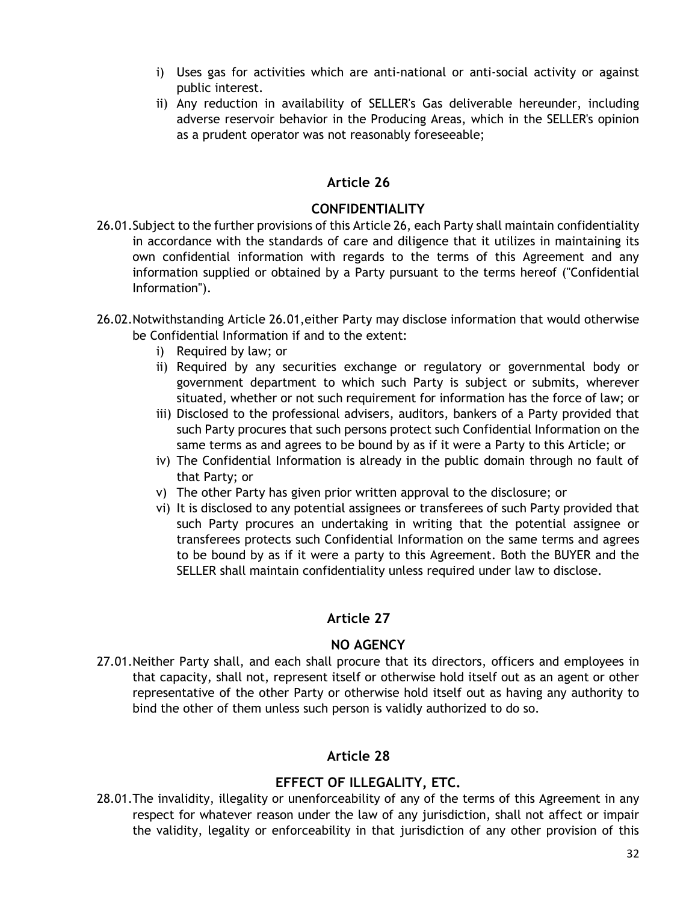i) Uses gas for activities which are anti-national or anti-social activity or against public interest.
ii) Any reduction in availability of SELLER's Gas deliverable hereunder, including adverse reservoir behavior in the Producing Areas, which in the SELLER's opinion as a prudent operator was not reasonably foreseeable;

## Article 26

## CONFIDENTIALITY

26.01. Subject to the further provisions of this Article 26, each Party shall maintain confidentiality in accordance with the standards of care and diligence that it utilizes in maintaining its own confidential information with regards to the terms of this Agreement and any information supplied or obtained by a Party pursuant to the terms hereof ("Confidential Information").

26.02. Notwithstanding Article 26.01, either Party may disclose information that would otherwise be Confidential Information if and to the extent:

i) Required by law; or
ii) Required by any securities exchange or regulatory or governmental body or government department to which such Party is subject or submits, wherever situated, whether or not such requirement for information has the force of law; or
iii) Disclosed to the professional advisers, auditors, bankers of a Party provided that such Party procures that such persons protect such Confidential Information on the same terms as and agrees to be bound by as if it were a Party to this Article; or
iv) The Confidential Information is already in the public domain through no fault of that Party; or
v) The other Party has given prior written approval to the disclosure; or
vi) It is disclosed to any potential assignees or transferees of such Party provided that such Party procures an undertaking in writing that the potential assignee or transferees protects such Confidential Information on the same terms and agrees to be bound by as if it were a party to this Agreement. Both the BUYER and the SELLER shall maintain confidentiality unless required under law to disclose.

## Article 27

## NO AGENCY

27.01. Neither Party shall, and each shall procure that its directors, officers and employees in that capacity, shall not, represent itself or otherwise hold itself out as an agent or other representative of the other Party or otherwise hold itself out as having any authority to bind the other of them unless such person is validly authorized to do so.

## Article 28

## EFFECT OF ILLEGALITY, ETC.

28.01. The invalidity, illegality or unenforceability of any of the terms of this Agreement in any respect for whatever reason under the law of any jurisdiction, shall not affect or impair the validity, legality or enforceability in that jurisdiction of any other provision of this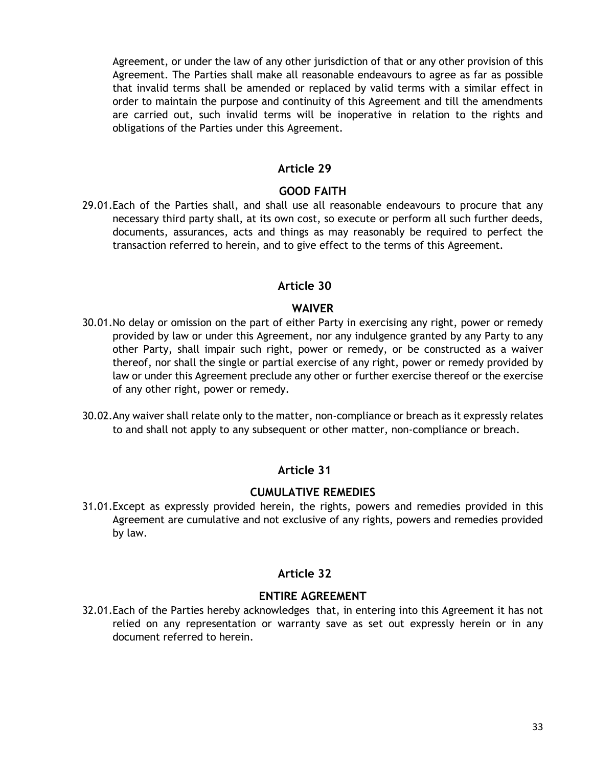Agreement, or under the law of any other jurisdiction of that or any other provision of this Agreement. The Parties shall make all reasonable endeavours to agree as far as possible that invalid terms shall be amended or replaced by valid terms with a similar effect in order to maintain the purpose and continuity of this Agreement and till the amendments are carried out, such invalid terms will be inoperative in relation to the rights and obligations of the Parties under this Agreement.

## Article 29

### GOOD FAITH

29.01. Each of the Parties shall, and shall use all reasonable endeavours to procure that any necessary third party shall, at its own cost, so execute or perform all such further deeds, documents, assurances, acts and things as may reasonably be required to perfect the transaction referred to herein, and to give effect to the terms of this Agreement.

## Article 30

### WAIVER

30.01. No delay or omission on the part of either Party in exercising any right, power or remedy provided by law or under this Agreement, nor any indulgence granted by any Party to any other Party, shall impair such right, power or remedy, or be constructed as a waiver thereof, nor shall the single or partial exercise of any right, power or remedy provided by law or under this Agreement preclude any other or further exercise thereof or the exercise of any other right, power or remedy.

30.02. Any waiver shall relate only to the matter, non-compliance or breach as it expressly relates to and shall not apply to any subsequent or other matter, non-compliance or breach.

## Article 31

### CUMULATIVE REMEDIES

31.01. Except as expressly provided herein, the rights, powers and remedies provided in this Agreement are cumulative and not exclusive of any rights, powers and remedies provided by law.

## Article 32

### ENTIRE AGREEMENT

32.01. Each of the Parties hereby acknowledges that, in entering into this Agreement it has not relied on any representation or warranty save as set out expressly herein or in any document referred to herein.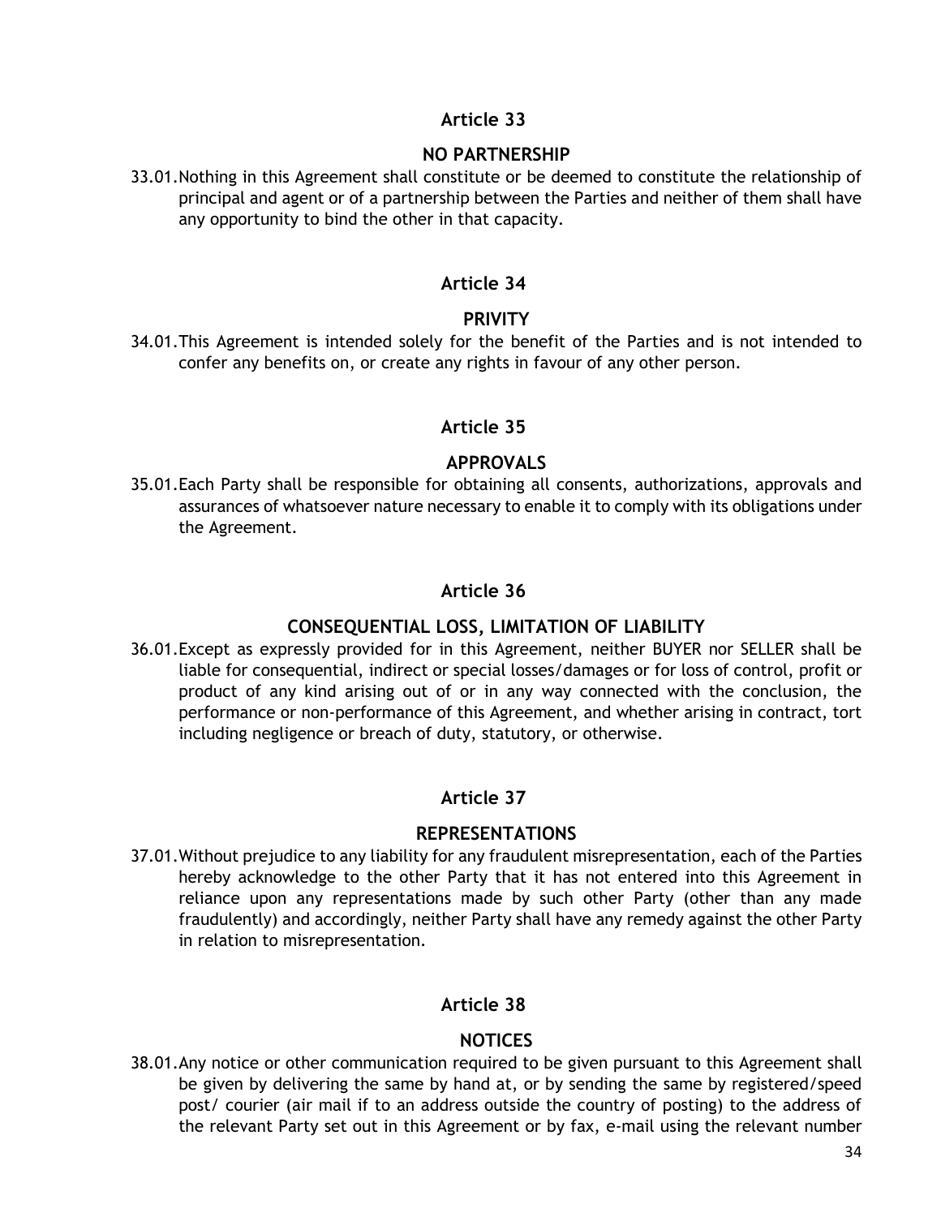## Article 33

### NO PARTNERSHIP

33.01. Nothing in this Agreement shall constitute or be deemed to constitute the relationship of principal and agent or of a partnership between the Parties and neither of them shall have any opportunity to bind the other in that capacity.

## Article 34

### PRIVITY

34.01. This Agreement is intended solely for the benefit of the Parties and is not intended to confer any benefits on, or create any rights in favour of any other person.

## Article 35

### APPROVALS

35.01. Each Party shall be responsible for obtaining all consents, authorizations, approvals and assurances of whatsoever nature necessary to enable it to comply with its obligations under the Agreement.

## Article 36

### CONSEQUENTIAL LOSS, LIMITATION OF LIABILITY

36.01. Except as expressly provided for in this Agreement, neither BUYER nor SELLER shall be liable for consequential, indirect or special losses/damages or for loss of control, profit or product of any kind arising out of or in any way connected with the conclusion, the performance or non-performance of this Agreement, and whether arising in contract, tort including negligence or breach of duty, statutory, or otherwise.

## Article 37

### REPRESENTATIONS

37.01. Without prejudice to any liability for any fraudulent misrepresentation, each of the Parties hereby acknowledge to the other Party that it has not entered into this Agreement in reliance upon any representations made by such other Party (other than any made fraudulently) and accordingly, neither Party shall have any remedy against the other Party in relation to misrepresentation.

## Article 38

### NOTICES

38.01. Any notice or other communication required to be given pursuant to this Agreement shall be given by delivering the same by hand at, or by sending the same by registered/speed post/ courier (air mail if to an address outside the country of posting) to the address of the relevant Party set out in this Agreement or by fax, e-mail using the relevant number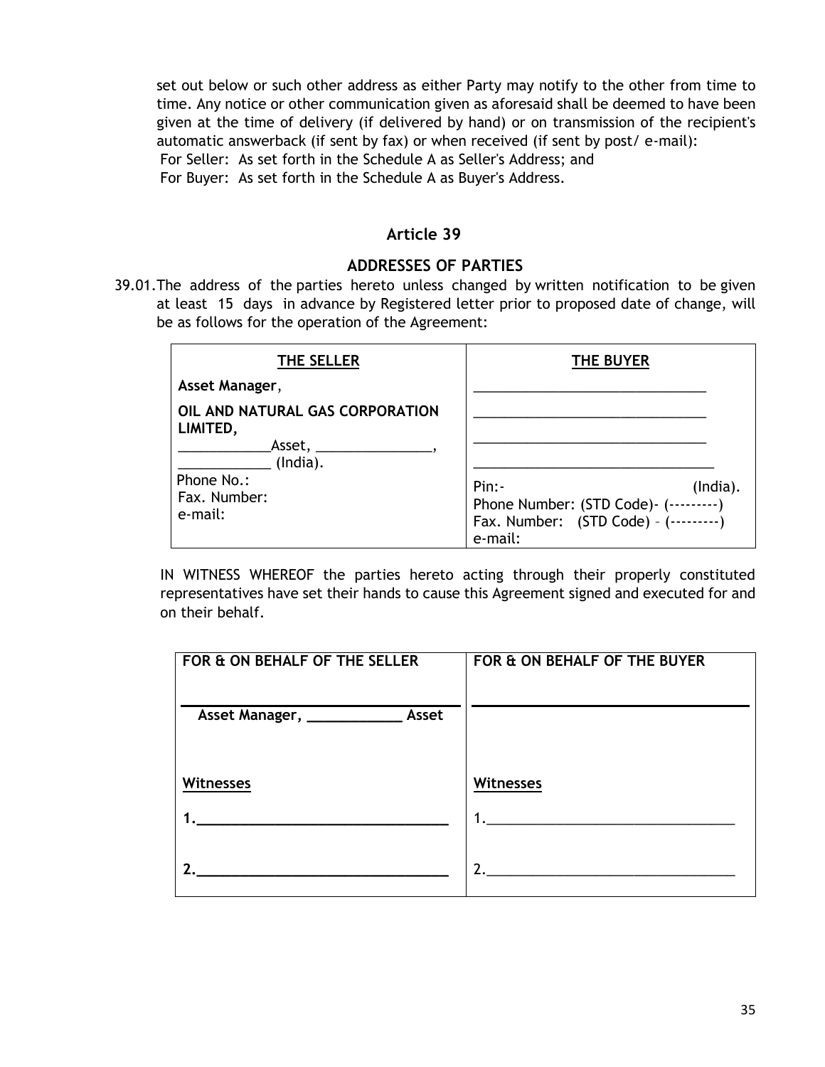set out below or such other address as either Party may notify to the other from time to time. Any notice or other communication given as aforesaid shall be deemed to have been given at the time of delivery (if delivered by hand) or on transmission of the recipient's automatic answerback (if sent by fax) or when received (if sent by post/ e-mail):

For Seller: As set forth in the Schedule A as Seller's Address; and

For Buyer: As set forth in the Schedule A as Buyer's Address.

## Article 39

## ADDRESSES OF PARTIES

39.01. The address of the parties hereto unless changed by written notification to be given at least 15 days in advance by Registered letter prior to proposed date of change, will be as follows for the operation of the Agreement:

| THE SELLER | THE BUYER |
|---|---|
| **Asset Manager**,<br>**OIL AND NATURAL GAS CORPORATION LIMITED,**<br>____________Asset, _______________,<br>____________ (India).<br>Phone No.:<br>Fax. Number:<br>e-mail: | ______________________________<br>______________________________<br>______________________________<br>______________________________<br>Pin:- (India).<br>Phone Number: (STD Code)- (---------)<br>Fax. Number: (STD Code) – (---------)<br>e-mail: |

IN WITNESS WHEREOF the parties hereto acting through their properly constituted representatives have set their hands to cause this Agreement signed and executed for and on their behalf.

| FOR & ON BEHALF OF THE SELLER | FOR & ON BEHALF OF THE BUYER |
|---|---|
| ______________________________<br>**Asset Manager, ___________ Asset** | ______________________________ |
| **Witnesses** | **Witnesses** |
| **1.______________________________** | 1.______________________________ |
| **2.______________________________** | 2.______________________________ |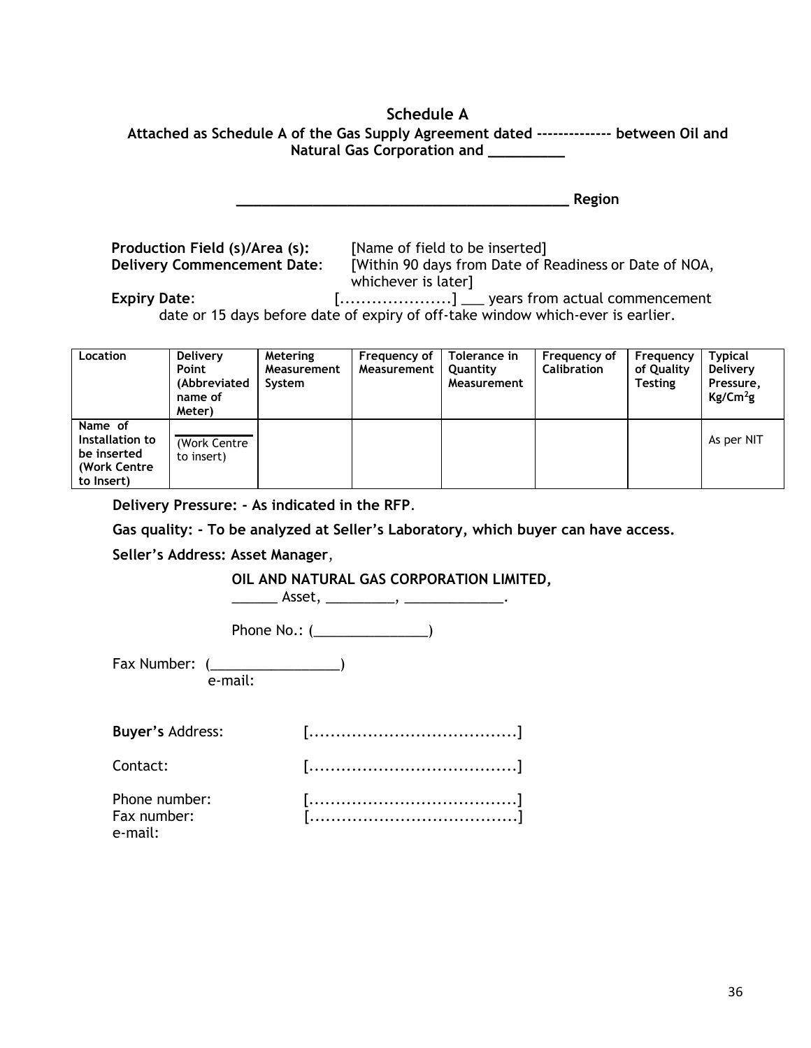## Schedule A

**Attached as Schedule A of the Gas Supply Agreement dated -------------- between Oil and Natural Gas Corporation and __________**

**__________________________________________ Region**

**Production Field (s)/Area (s):** [Name of field to be inserted]

**Delivery Commencement Date**: [Within 90 days from Date of Readiness or Date of NOA, whichever is later]

**Expiry Date**: [.....................] ___ years from actual commencement date or 15 days before date of expiry of off-take window which-ever is earlier.

| Location | Delivery Point (Abbreviated name of Meter) | Metering Measurement System | Frequency of Measurement | Tolerance in Quantity Measurement | Frequency of Calibration | Frequency of Quality Testing | Typical Delivery Pressure, $Kg/Cm^2g$ |
|---|---|---|---|---|---|---|---|
| Name of Installation to be inserted (Work Centre to Insert) | (Work Centre to insert) | | | | | | As per NIT |

**Delivery Pressure: - As indicated in the RFP.**

**Gas quality: - To be analyzed at Seller's Laboratory, which buyer can have access.**

**Seller's Address: Asset Manager**,

**OIL AND NATURAL GAS CORPORATION LIMITED,**
______ Asset, _________, _____________.

Phone No.: (_______________)

Fax Number: (_________________)
e-mail:

**Buyer's** Address: [.......................................]

Contact: [.......................................]

Phone number: [.......................................]
Fax number: [.......................................]
e-mail: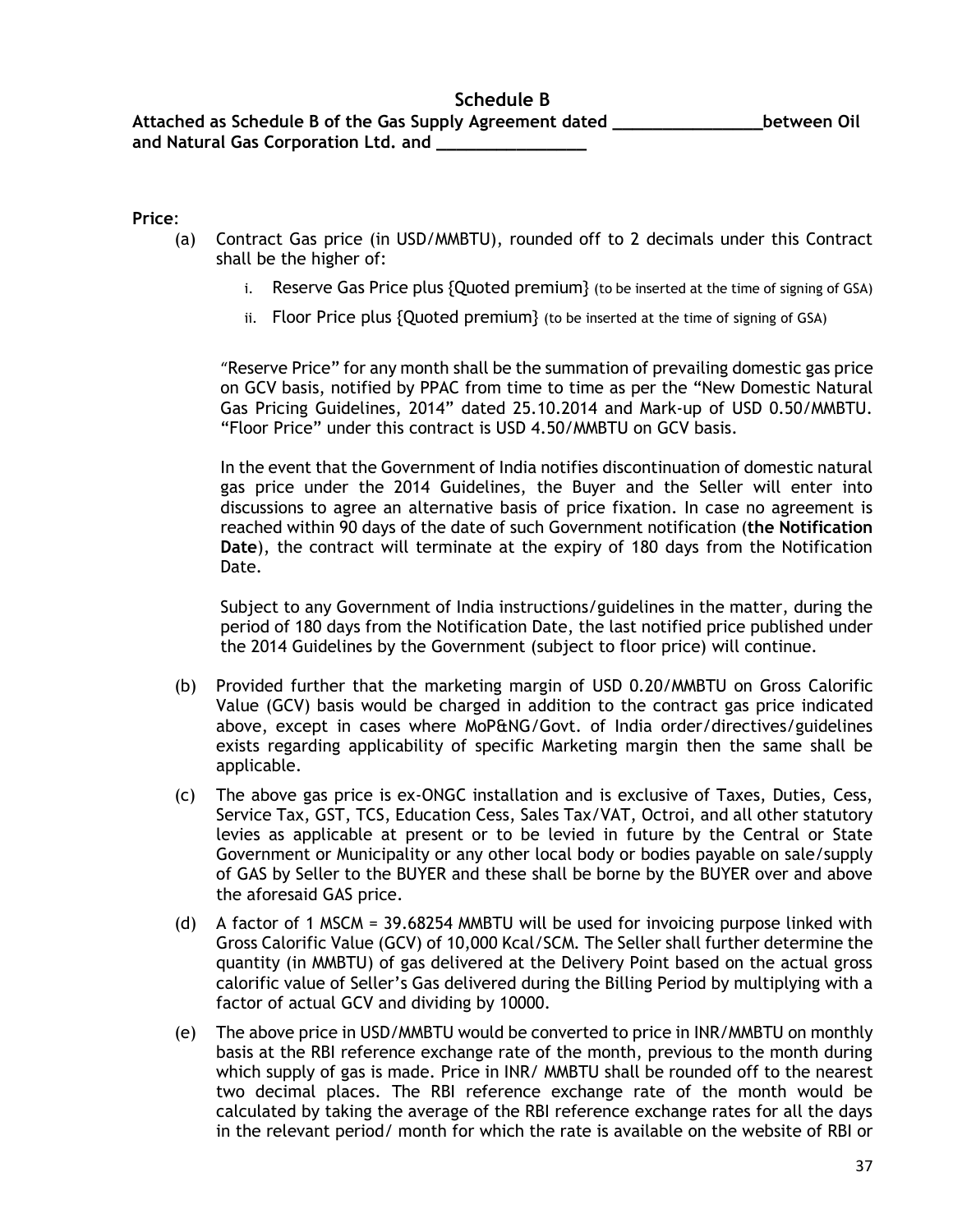## Schedule B

**Attached as Schedule B of the Gas Supply Agreement dated \_\_\_\_\_\_\_\_\_\_\_\_\_\_\_\_between Oil and Natural Gas Corporation Ltd. and \_\_\_\_\_\_\_\_\_\_\_\_\_\_\_\_**

**Price**:

(a) Contract Gas price (in USD/MMBTU), rounded off to 2 decimals under this Contract shall be the higher of:

   i. Reserve Gas Price plus {Quoted premium} (to be inserted at the time of signing of GSA)

   ii. Floor Price plus {Quoted premium} (to be inserted at the time of signing of GSA)

   "Reserve Price" for any month shall be the summation of prevailing domestic gas price on GCV basis, notified by PPAC from time to time as per the "New Domestic Natural Gas Pricing Guidelines, 2014" dated 25.10.2014 and Mark-up of USD 0.50/MMBTU. "Floor Price" under this contract is USD 4.50/MMBTU on GCV basis.

   In the event that the Government of India notifies discontinuation of domestic natural gas price under the 2014 Guidelines, the Buyer and the Seller will enter into discussions to agree an alternative basis of price fixation. In case no agreement is reached within 90 days of the date of such Government notification (**the Notification Date**), the contract will terminate at the expiry of 180 days from the Notification Date.

   Subject to any Government of India instructions/guidelines in the matter, during the period of 180 days from the Notification Date, the last notified price published under the 2014 Guidelines by the Government (subject to floor price) will continue.

(b) Provided further that the marketing margin of USD 0.20/MMBTU on Gross Calorific Value (GCV) basis would be charged in addition to the contract gas price indicated above, except in cases where MoP&NG/Govt. of India order/directives/guidelines exists regarding applicability of specific Marketing margin then the same shall be applicable.

(c) The above gas price is ex-ONGC installation and is exclusive of Taxes, Duties, Cess, Service Tax, GST, TCS, Education Cess, Sales Tax/VAT, Octroi, and all other statutory levies as applicable at present or to be levied in future by the Central or State Government or Municipality or any other local body or bodies payable on sale/supply of GAS by Seller to the BUYER and these shall be borne by the BUYER over and above the aforesaid GAS price.

(d) A factor of 1 MSCM = 39.68254 MMBTU will be used for invoicing purpose linked with Gross Calorific Value (GCV) of 10,000 Kcal/SCM. The Seller shall further determine the quantity (in MMBTU) of gas delivered at the Delivery Point based on the actual gross calorific value of Seller's Gas delivered during the Billing Period by multiplying with a factor of actual GCV and dividing by 10000.

(e) The above price in USD/MMBTU would be converted to price in INR/MMBTU on monthly basis at the RBI reference exchange rate of the month, previous to the month during which supply of gas is made. Price in INR/ MMBTU shall be rounded off to the nearest two decimal places. The RBI reference exchange rate of the month would be calculated by taking the average of the RBI reference exchange rates for all the days in the relevant period/ month for which the rate is available on the website of RBI or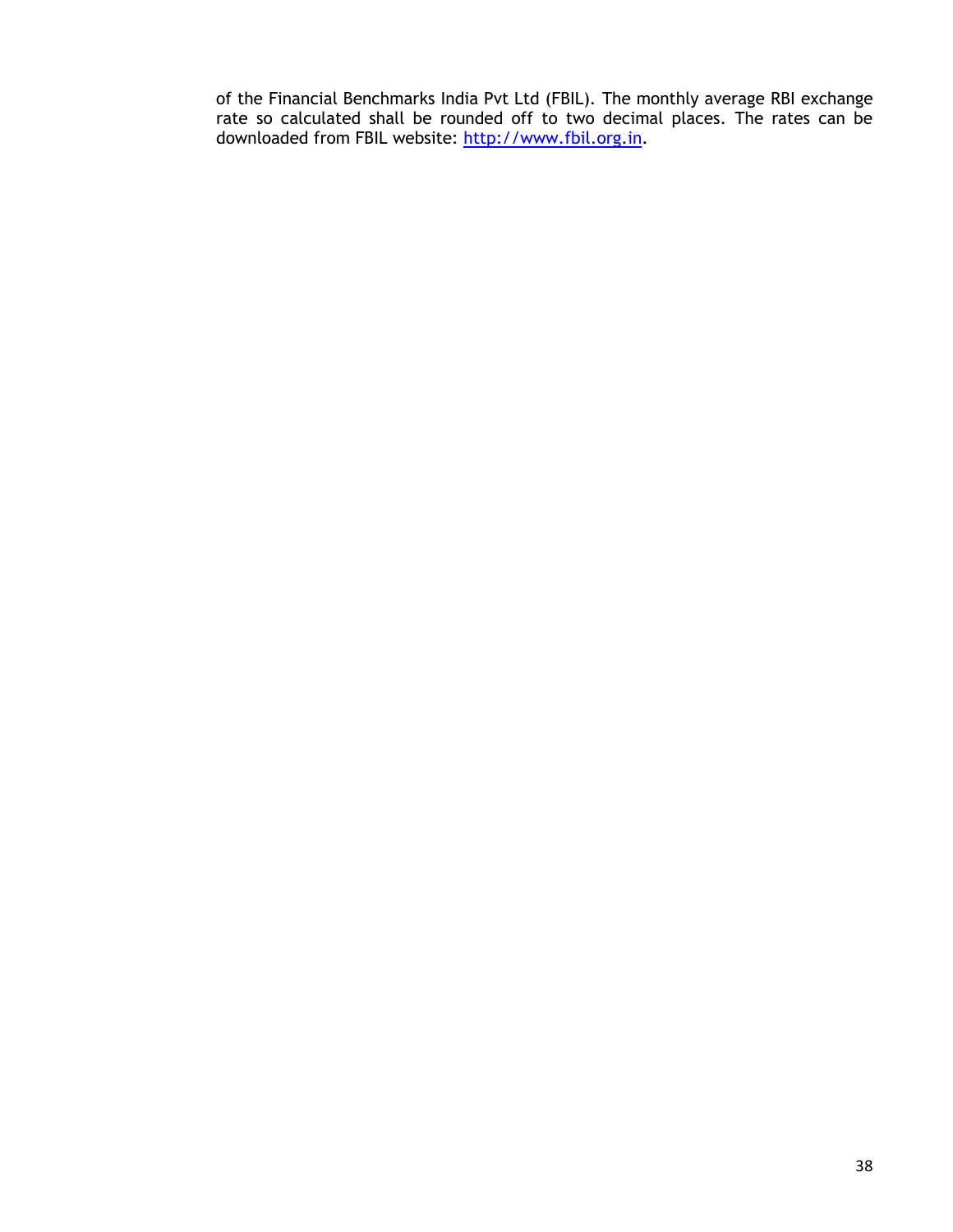of the Financial Benchmarks India Pvt Ltd (FBIL). The monthly average RBI exchange rate so calculated shall be rounded off to two decimal places. The rates can be downloaded from FBIL website: [http://www.fbil.org.in](http://www.fbil.org.in).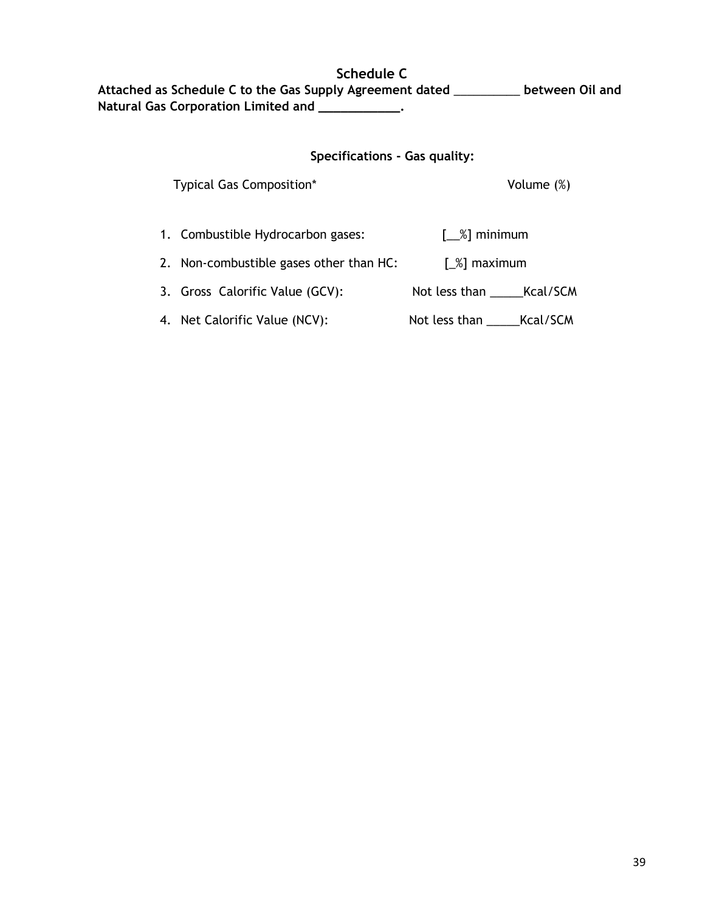# Schedule C

**Attached as Schedule C to the Gas Supply Agreement dated __________ between Oil and Natural Gas Corporation Limited and ____________.**

**Specifications - Gas quality:**

| Typical Gas Composition* | Volume (%) |
|---|---|
| 1. Combustible Hydrocarbon gases: | [__%] minimum |
| 2. Non-combustible gases other than HC: | [_%] maximum |
| 3. Gross Calorific Value (GCV): | Not less than _____Kcal/SCM |
| 4. Net Calorific Value (NCV): | Not less than _____Kcal/SCM |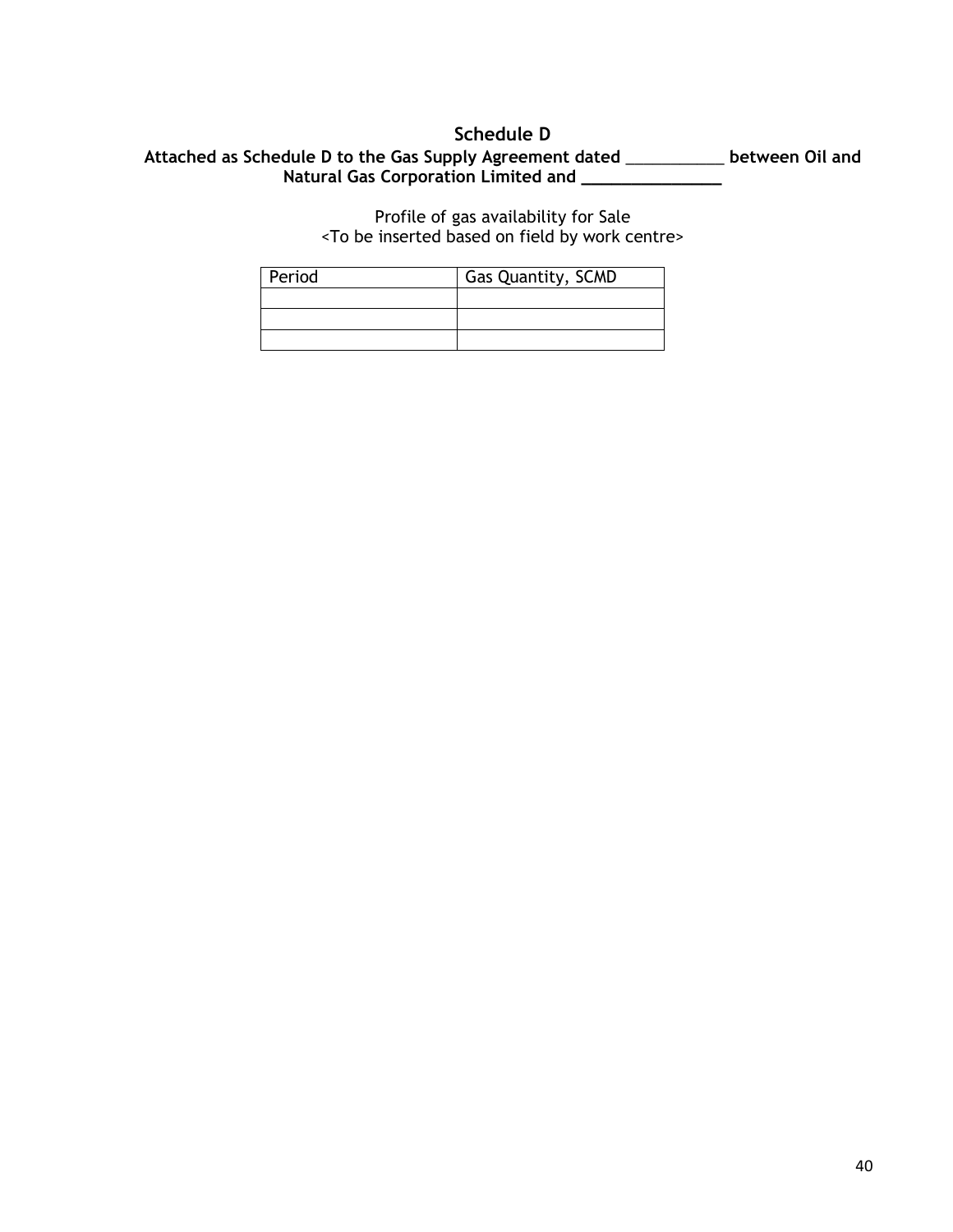## Schedule D

**Attached as Schedule D to the Gas Supply Agreement dated ___________ between Oil and Natural Gas Corporation Limited and _______________**

Profile of gas availability for Sale
<To be inserted based on field by work centre>

| Period | Gas Quantity, SCMD |
| --- | --- |
| | |
| | |
| | |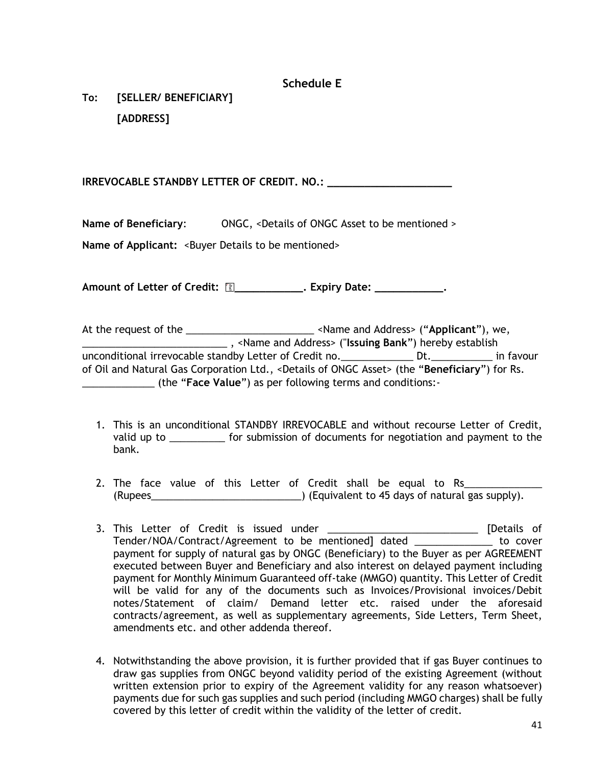## Schedule E

**To: [SELLER/ BENEFICIARY]**

**[ADDRESS]**

**IRREVOCABLE STANDBY LETTER OF CREDIT. NO.: _____________________**

**Name of Beneficiary**: ONGC, <Details of ONGC Asset to be mentioned >

**Name of Applicant:** <Buyer Details to be mentioned>

**Amount of Letter of Credit: ₹___________. Expiry Date: ___________.**

At the request of the ______________________ <Name and Address> ("**Applicant**"), we, _________________________ , <Name and Address> ("**Issuing Bank**") hereby establish unconditional irrevocable standby Letter of Credit no.____________ Dt.__________ in favour of Oil and Natural Gas Corporation Ltd., <Details of ONGC Asset> (the "**Beneficiary**") for Rs. ____________ (the "**Face Value**") as per following terms and conditions:-

1. This is an unconditional STANDBY IRREVOCABLE and without recourse Letter of Credit, valid up to _________ for submission of documents for negotiation and payment to the bank.

2. The face value of this Letter of Credit shall be equal to Rs_____________ (Rupees__________________________) (Equivalent to 45 days of natural gas supply).

3. This Letter of Credit is issued under __________________________ [Details of Tender/NOA/Contract/Agreement to be mentioned] dated _____________ to cover payment for supply of natural gas by ONGC (Beneficiary) to the Buyer as per AGREEMENT executed between Buyer and Beneficiary and also interest on delayed payment including payment for Monthly Minimum Guaranteed off-take (MMGO) quantity. This Letter of Credit will be valid for any of the documents such as Invoices/Provisional invoices/Debit notes/Statement of claim/ Demand letter etc. raised under the aforesaid contracts/agreement, as well as supplementary agreements, Side Letters, Term Sheet, amendments etc. and other addenda thereof.

4. Notwithstanding the above provision, it is further provided that if gas Buyer continues to draw gas supplies from ONGC beyond validity period of the existing Agreement (without written extension prior to expiry of the Agreement validity for any reason whatsoever) payments due for such gas supplies and such period (including MMGO charges) shall be fully covered by this letter of credit within the validity of the letter of credit.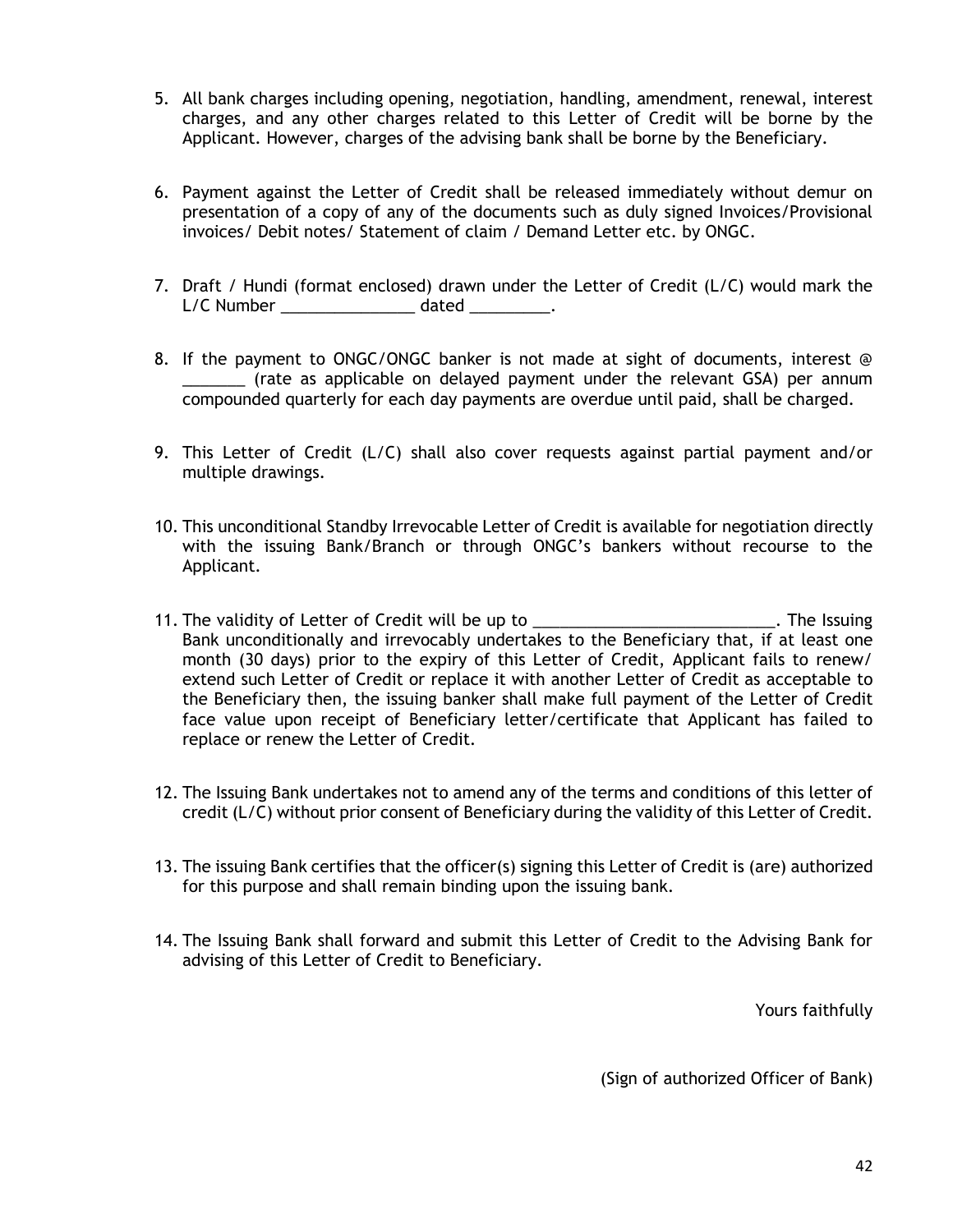5. All bank charges including opening, negotiation, handling, amendment, renewal, interest charges, and any other charges related to this Letter of Credit will be borne by the Applicant. However, charges of the advising bank shall be borne by the Beneficiary.

6. Payment against the Letter of Credit shall be released immediately without demur on presentation of a copy of any of the documents such as duly signed Invoices/Provisional invoices/ Debit notes/ Statement of claim / Demand Letter etc. by ONGC.

7. Draft / Hundi (format enclosed) drawn under the Letter of Credit (L/C) would mark the L/C Number _______________ dated _________.

8. If the payment to ONGC/ONGC banker is not made at sight of documents, interest @ _______ (rate as applicable on delayed payment under the relevant GSA) per annum compounded quarterly for each day payments are overdue until paid, shall be charged.

9. This Letter of Credit (L/C) shall also cover requests against partial payment and/or multiple drawings.

10. This unconditional Standby Irrevocable Letter of Credit is available for negotiation directly with the issuing Bank/Branch or through ONGC's bankers without recourse to the Applicant.

11. The validity of Letter of Credit will be up to ___________________________. The Issuing Bank unconditionally and irrevocably undertakes to the Beneficiary that, if at least one month (30 days) prior to the expiry of this Letter of Credit, Applicant fails to renew/ extend such Letter of Credit or replace it with another Letter of Credit as acceptable to the Beneficiary then, the issuing banker shall make full payment of the Letter of Credit face value upon receipt of Beneficiary letter/certificate that Applicant has failed to replace or renew the Letter of Credit.

12. The Issuing Bank undertakes not to amend any of the terms and conditions of this letter of credit (L/C) without prior consent of Beneficiary during the validity of this Letter of Credit.

13. The issuing Bank certifies that the officer(s) signing this Letter of Credit is (are) authorized for this purpose and shall remain binding upon the issuing bank.

14. The Issuing Bank shall forward and submit this Letter of Credit to the Advising Bank for advising of this Letter of Credit to Beneficiary.

Yours faithfully

(Sign of authorized Officer of Bank)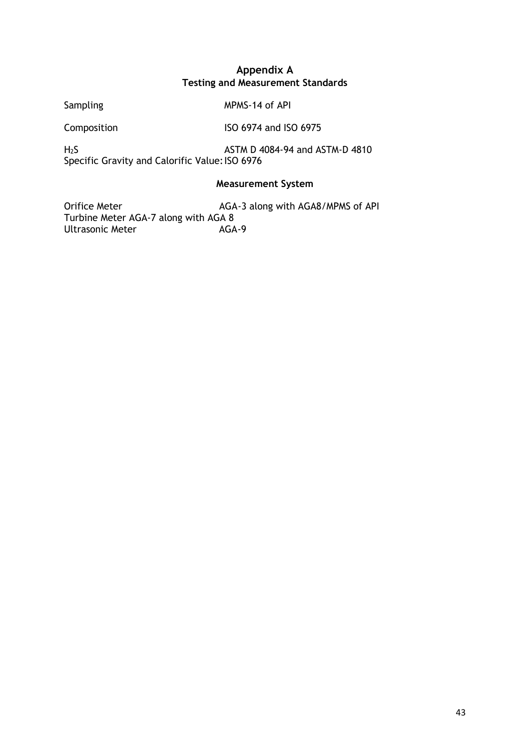# Appendix A
## Testing and Measurement Standards

| | |
|---|---|
| Sampling | MPMS-14 of API |
| Composition | ISO 6974 and ISO 6975 |
| $H_2S$ | ASTM D 4084-94 and ASTM-D 4810 |
| Specific Gravity and Calorific Value: | ISO 6976 |

## Measurement System

| | |
|---|---|
| Orifice Meter | AGA-3 along with AGA8/MPMS of API |
| Turbine Meter | AGA-7 along with AGA 8 |
| Ultrasonic Meter | AGA-9 |